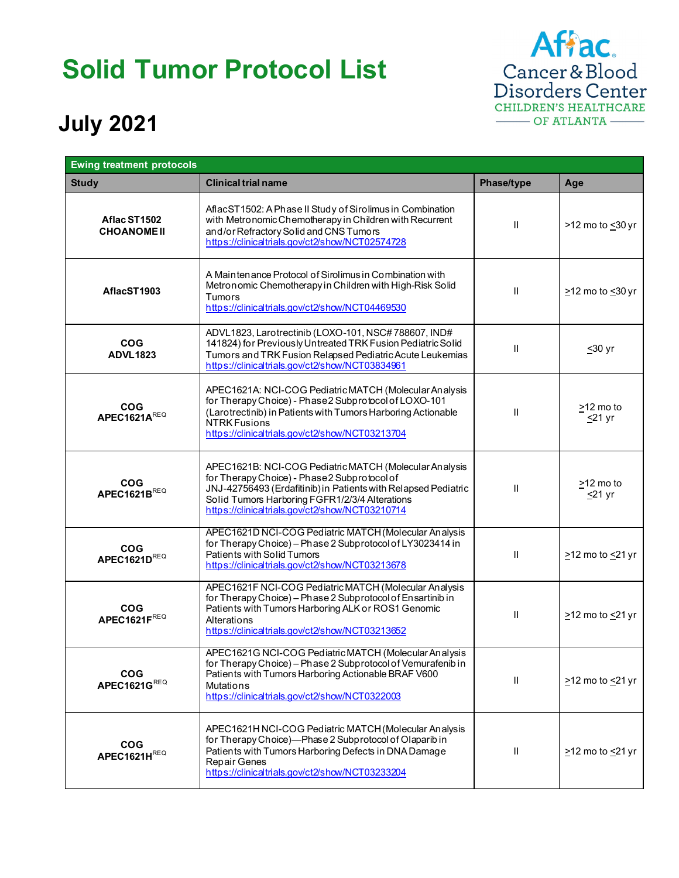# Solid Tumor Protocol List

## July 2021

Aflac Cancer & Blood Disorders Center
CHILDREN'S HEALTHCARE OF ATLANTA

| Ewing treatment protocols | | | |
|---|---|---|---|
| **Study** | **Clinical trial name** | **Phase/type** | **Age** |
| **Aflac ST1502 CHOANOME II** | AflacST1502: A Phase II Study of Sirolimus in Combination with Metronomic Chemotherapy in Children with Recurrent and/or Refractory Solid and CNS Tumors https://clinicaltrials.gov/ct2/show/NCT02574728 | II | >12 mo to ≤30 yr |
| **AflacST1903** | A Maintenance Protocol of Sirolimus in Combination with Metronomic Chemotherapy in Children with High-Risk Solid Tumors https://clinicaltrials.gov/ct2/show/NCT04469530 | II | ≥12 mo to ≤30 yr |
| **COG ADVL1823** | ADVL1823, Larotrectinib (LOXO-101, NSC# 788607, IND# 141824) for Previously Untreated TRK Fusion Pediatric Solid Tumors and TRK Fusion Relapsed Pediatric Acute Leukemias https://clinicaltrials.gov/ct2/show/NCT03834961 | II | ≤30 yr |
| **COG APEC1621A**[REQ] | APEC1621A: NCI-COG Pediatric MATCH (Molecular Analysis for Therapy Choice) - Phase 2 Subprotocol of LOXO-101 (Larotrectinib) in Patients with Tumors Harboring Actionable NTRK Fusions https://clinicaltrials.gov/ct2/show/NCT03213704 | II | ≥12 mo to ≤21 yr |
| **COG APEC1621B**[REQ] | APEC1621B: NCI-COG Pediatric MATCH (Molecular Analysis for Therapy Choice) - Phase 2 Subprotocol of JNJ-42756493 (Erdafitinib) in Patients with Relapsed Pediatric Solid Tumors Harboring FGFR1/2/3/4 Alterations https://clinicaltrials.gov/ct2/show/NCT03210714 | II | ≥12 mo to ≤21 yr |
| **COG APEC1621D**[REQ] | APEC1621D NCI-COG Pediatric MATCH (Molecular Analysis for Therapy Choice) – Phase 2 Subprotocol of LY3023414 in Patients with Solid Tumors https://clinicaltrials.gov/ct2/show/NCT03213678 | II | ≥12 mo to ≤21 yr |
| **COG APEC1621F**[REQ] | APEC1621F NCI-COG Pediatric MATCH (Molecular Analysis for Therapy Choice) – Phase 2 Subprotocol of Ensartinib in Patients with Tumors Harboring ALK or ROS1 Genomic Alterations https://clinicaltrials.gov/ct2/show/NCT03213652 | II | ≥12 mo to ≤21 yr |
| **COG APEC1621G**[REQ] | APEC1621G NCI-COG Pediatric MATCH (Molecular Analysis for Therapy Choice) – Phase 2 Subprotocol of Vemurafenib in Patients with Tumors Harboring Actionable BRAF V600 Mutations https://clinicaltrials.gov/ct2/show/NCT0322003 | II | ≥12 mo to ≤21 yr |
| **COG APEC1621H**[REQ] | APEC1621H NCI-COG Pediatric MATCH (Molecular Analysis for Therapy Choice)—Phase 2 Subprotocol of Olaparib in Patients with Tumors Harboring Defects in DNA Damage Repair Genes https://clinicaltrials.gov/ct2/show/NCT03233204 | II | ≥12 mo to ≤21 yr |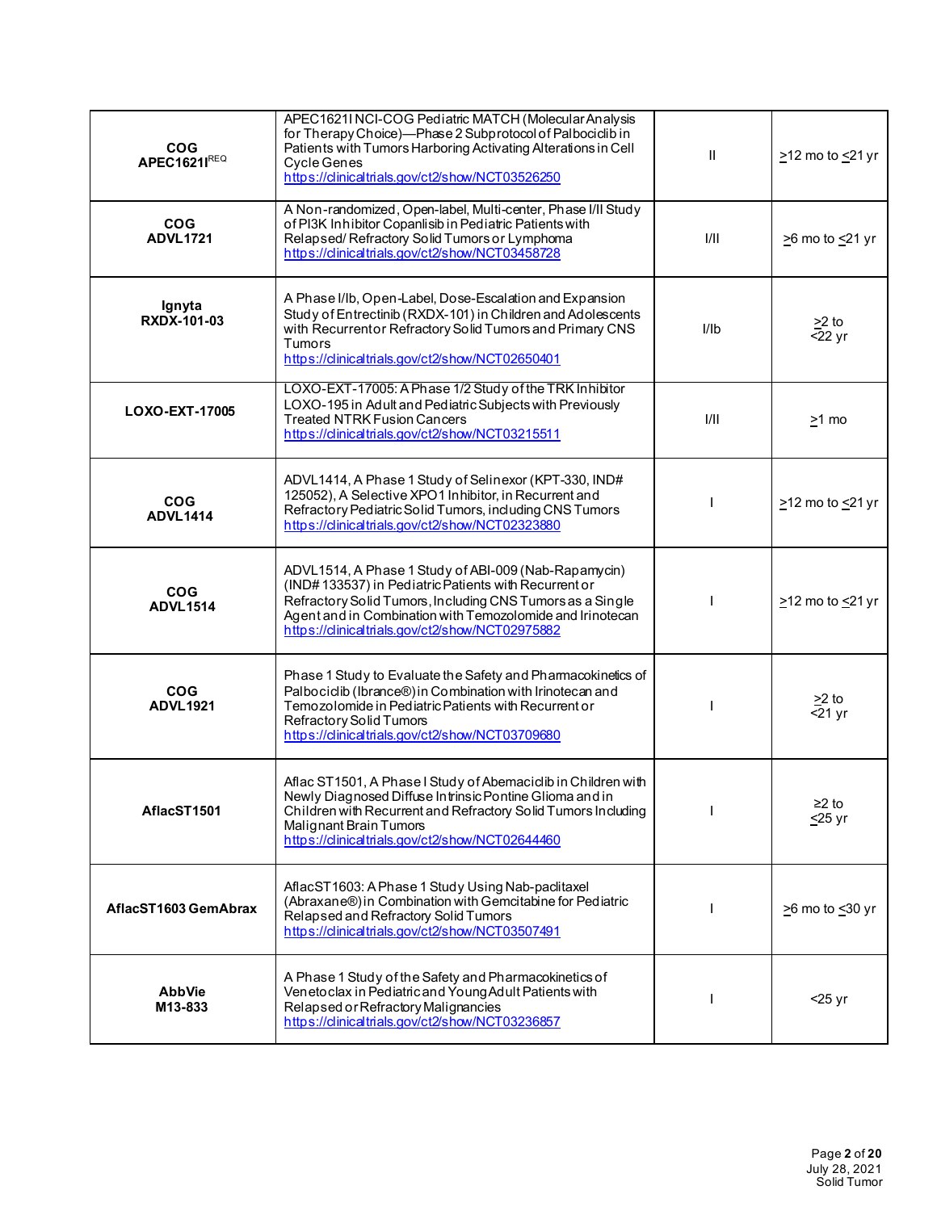| | | | |
|---|---|---|---|
| **COG APEC1621I**[REQ] | APEC1621I NCI-COG Pediatric MATCH (Molecular Analysis for Therapy Choice)—Phase 2 Subprotocol of Palbociclib in Patients with Tumors Harboring Activating Alterations in Cell Cycle Genes https://clinicaltrials.gov/ct2/show/NCT03526250 | II | ≥12 mo to ≤21 yr |
| **COG ADVL1721** | A Non-randomized, Open-label, Multi-center, Phase I/II Study of PI3K Inhibitor Copanlisib in Pediatric Patients with Relapsed/ Refractory Solid Tumors or Lymphoma https://clinicaltrials.gov/ct2/show/NCT03458728 | I/II | ≥6 mo to ≤21 yr |
| **Ignyta RXDX-101-03** | A Phase I/Ib, Open-Label, Dose-Escalation and Expansion Study of Entrectinib (RXDX-101) in Children and Adolescents with Recurrent or Refractory Solid Tumors and Primary CNS Tumors https://clinicaltrials.gov/ct2/show/NCT02650401 | I/Ib | ≥2 to <22 yr |
| **LOXO-EXT-17005** | LOXO-EXT-17005: A Phase 1/2 Study of the TRK Inhibitor LOXO-195 in Adult and Pediatric Subjects with Previously Treated NTRK Fusion Cancers https://clinicaltrials.gov/ct2/show/NCT03215511 | I/II | ≥1 mo |
| **COG ADVL1414** | ADVL1414, A Phase 1 Study of Selinexor (KPT-330, IND# 125052), A Selective XPO1 Inhibitor, in Recurrent and Refractory Pediatric Solid Tumors, including CNS Tumors https://clinicaltrials.gov/ct2/show/NCT02323880 | I | ≥12 mo to ≤21 yr |
| **COG ADVL1514** | ADVL1514, A Phase 1 Study of ABI-009 (Nab-Rapamycin) (IND# 133537) in Pediatric Patients with Recurrent or Refractory Solid Tumors, Including CNS Tumors as a Single Agent and in Combination with Temozolomide and Irinotecan https://clinicaltrials.gov/ct2/show/NCT02975882 | I | ≥12 mo to ≤21 yr |
| **COG ADVL1921** | Phase 1 Study to Evaluate the Safety and Pharmacokinetics of Palbociclib (Ibrance®) in Combination with Irinotecan and Temozolomide in Pediatric Patients with Recurrent or Refractory Solid Tumors https://clinicaltrials.gov/ct2/show/NCT03709680 | I | ≥2 to <21 yr |
| **AflacST1501** | Aflac ST1501, A Phase I Study of Abemaciclib in Children with Newly Diagnosed Diffuse Intrinsic Pontine Glioma and in Children with Recurrent and Refractory Solid Tumors Including Malignant Brain Tumors https://clinicaltrials.gov/ct2/show/NCT02644460 | I | ≥2 to ≤25 yr |
| **AflacST1603 GemAbrax** | AflacST1603: A Phase 1 Study Using Nab-paclitaxel (Abraxane®) in Combination with Gemcitabine for Pediatric Relapsed and Refractory Solid Tumors https://clinicaltrials.gov/ct2/show/NCT03507491 | I | ≥6 mo to ≤30 yr |
| **AbbVie M13-833** | A Phase 1 Study of the Safety and Pharmacokinetics of Venetoclax in Pediatric and Young Adult Patients with Relapsed or Refractory Malignancies https://clinicaltrials.gov/ct2/show/NCT03236857 | I | <25 yr |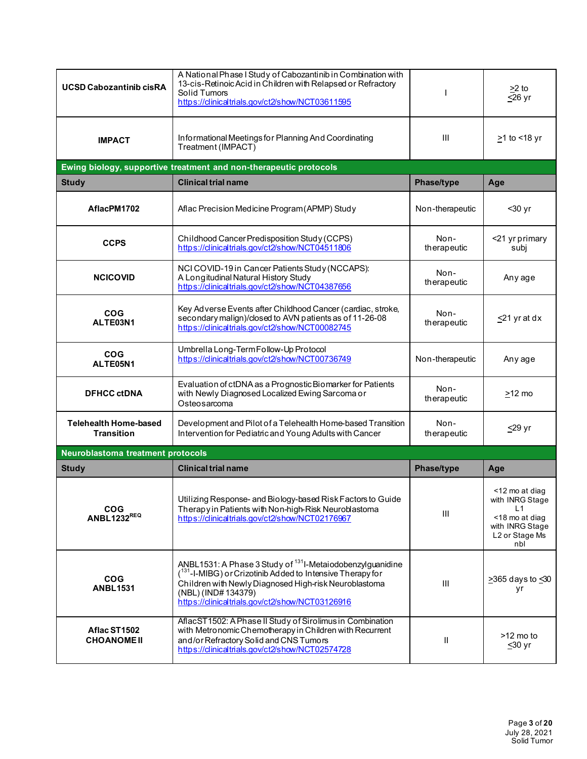| | | | |
|---|---|---|---|
| **UCSD Cabozantinib cisRA** | A National Phase I Study of Cabozantinib in Combination with 13-cis-Retinoic Acid in Children with Relapsed or Refractory Solid Tumors https://clinicaltrials.gov/ct2/show/NCT03611595 | I | ≥2 to ≤26 yr |
| **IMPACT** | Informational Meetings for Planning And Coordinating Treatment (IMPACT) | III | ≥1 to <18 yr |

## Ewing biology, supportive treatment and non-therapeutic protocols

| Study | Clinical trial name | Phase/type | Age |
|---|---|---|---|
| **AflacPM1702** | Aflac Precision Medicine Program (APMP) Study | Non-therapeutic | <30 yr |
| **CCPS** | Childhood Cancer Predisposition Study (CCPS) https://clinicaltrials.gov/ct2/show/NCT04511806 | Non-therapeutic | <21 yr primary subj |
| **NCICOVID** | NCI COVID-19 in Cancer Patients Study (NCCAPS): A Longitudinal Natural History Study https://clinicaltrials.gov/ct2/show/NCT04387656 | Non-therapeutic | Any age |
| **COG ALTE03N1** | Key Adverse Events after Childhood Cancer (cardiac, stroke, secondary malign)/closed to AVN patients as of 11-26-08 https://clinicaltrials.gov/ct2/show/NCT00082745 | Non-therapeutic | ≤21 yr at dx |
| **COG ALTE05N1** | Umbrella Long-Term Follow-Up Protocol https://clinicaltrials.gov/ct2/show/NCT00736749 | Non-therapeutic | Any age |
| **DFHCC ctDNA** | Evaluation of ctDNA as a Prognostic Biomarker for Patients with Newly Diagnosed Localized Ewing Sarcoma or Osteosarcoma | Non-therapeutic | ≥12 mo |
| **Telehealth Home-based Transition** | Development and Pilot of a Telehealth Home-based Transition Intervention for Pediatric and Young Adults with Cancer | Non-therapeutic | ≤29 yr |

## Neuroblastoma treatment protocols

| Study | Clinical trial name | Phase/type | Age |
|---|---|---|---|
| **COG ANBL1232**[REQ] | Utilizing Response- and Biology-based Risk Factors to Guide Therapy in Patients with Non-high-Risk Neuroblastoma https://clinicaltrials.gov/ct2/show/NCT02176967 | III | <12 mo at diag with INRG Stage L1 <18 mo at diag with INRG Stage L2 or Stage Ms nbl |
| **COG ANBL1531** | ANBL1531: A Phase 3 Study of $^{131}$I-Metaiodobenzylguanidine ($^{131}$I-MIBG) or Crizotinib Added to Intensive Therapy for Children with Newly Diagnosed High-risk Neuroblastoma (NBL) (IND# 134379) https://clinicaltrials.gov/ct2/show/NCT03126916 | III | ≥365 days to ≤30 yr |
| **Aflac ST1502 CHOANOME II** | AflacST1502: A Phase II Study of Sirolimus in Combination with Metronomic Chemotherapy in Children with Recurrent and/or Refractory Solid and CNS Tumors https://clinicaltrials.gov/ct2/show/NCT02574728 | II | >12 mo to ≤30 yr |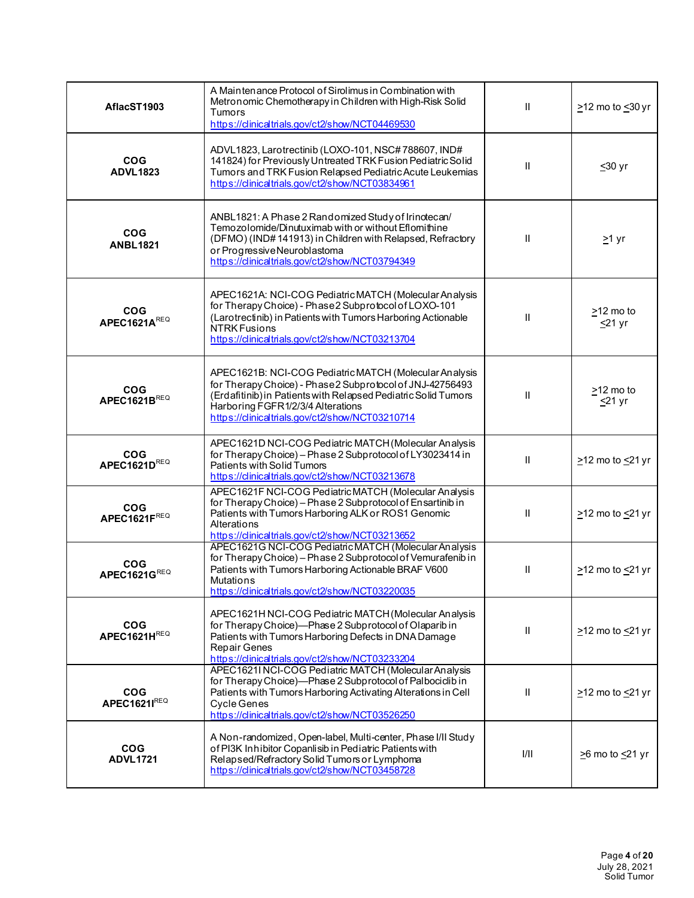| | | | |
|---|---|---|---|
| **AflacST1903** | A Maintenance Protocol of Sirolimus in Combination with Metronomic Chemotherapy in Children with High-Risk Solid Tumors https://clinicaltrials.gov/ct2/show/NCT04469530 | II | ≥12 mo to ≤30 yr |
| **COG ADVL1823** | ADVL1823, Larotrectinib (LOXO-101, NSC# 788607, IND# 141824) for Previously Untreated TRK Fusion Pediatric Solid Tumors and TRK Fusion Relapsed Pediatric Acute Leukemias https://clinicaltrials.gov/ct2/show/NCT03834961 | II | ≤30 yr |
| **COG ANBL1821** | ANBL1821: A Phase 2 Randomized Study of Irinotecan/ Temozolomide/Dinutuximab with or without Eflornithine (DFMO) (IND# 141913) in Children with Relapsed, Refractory or Progressive Neuroblastoma https://clinicaltrials.gov/ct2/show/NCT03794349 | II | ≥1 yr |
| **COG APEC1621A**[REQ] | APEC1621A: NCI-COG Pediatric MATCH (Molecular Analysis for Therapy Choice) - Phase 2 Subprotocol of LOXO-101 (Larotrectinib) in Patients with Tumors Harboring Actionable NTRK Fusions https://clinicaltrials.gov/ct2/show/NCT03213704 | II | ≥12 mo to ≤21 yr |
| **COG APEC1621B**[REQ] | APEC1621B: NCI-COG Pediatric MATCH (Molecular Analysis for Therapy Choice) - Phase 2 Subprotocol of JNJ-42756493 (Erdafitinib) in Patients with Relapsed Pediatric Solid Tumors Harboring FGFR1/2/3/4 Alterations https://clinicaltrials.gov/ct2/show/NCT03210714 | II | ≥12 mo to ≤21 yr |
| **COG APEC1621D**[REQ] | APEC1621D NCI-COG Pediatric MATCH (Molecular Analysis for Therapy Choice) – Phase 2 Subprotocol of LY3023414 in Patients with Solid Tumors https://clinicaltrials.gov/ct2/show/NCT03213678 | II | ≥12 mo to ≤21 yr |
| **COG APEC1621F**[REQ] | APEC1621F NCI-COG Pediatric MATCH (Molecular Analysis for Therapy Choice) – Phase 2 Subprotocol of Ensartinib in Patients with Tumors Harboring ALK or ROS1 Genomic Alterations https://clinicaltrials.gov/ct2/show/NCT03213652 | II | ≥12 mo to ≤21 yr |
| **COG APEC1621G**[REQ] | APEC1621G NCI-COG Pediatric MATCH (Molecular Analysis for Therapy Choice) – Phase 2 Subprotocol of Vemurafenib in Patients with Tumors Harboring Actionable BRAF V600 Mutations https://clinicaltrials.gov/ct2/show/NCT03220035 | II | ≥12 mo to ≤21 yr |
| **COG APEC1621H**[REQ] | APEC1621H NCI-COG Pediatric MATCH (Molecular Analysis for Therapy Choice)—Phase 2 Subprotocol of Olaparib in Patients with Tumors Harboring Defects in DNA Damage Repair Genes https://clinicaltrials.gov/ct2/show/NCT03233204 | II | ≥12 mo to ≤21 yr |
| **COG APEC1621I**[REQ] | APEC1621I NCI-COG Pediatric MATCH (Molecular Analysis for Therapy Choice)—Phase 2 Subprotocol of Palbociclib in Patients with Tumors Harboring Activating Alterations in Cell Cycle Genes https://clinicaltrials.gov/ct2/show/NCT03526250 | II | ≥12 mo to ≤21 yr |
| **COG ADVL1721** | A Non-randomized, Open-label, Multi-center, Phase I/II Study of PI3K Inhibitor Copanlisib in Pediatric Patients with Relapsed/Refractory Solid Tumors or Lymphoma https://clinicaltrials.gov/ct2/show/NCT03458728 | I/II | ≥6 mo to ≤21 yr |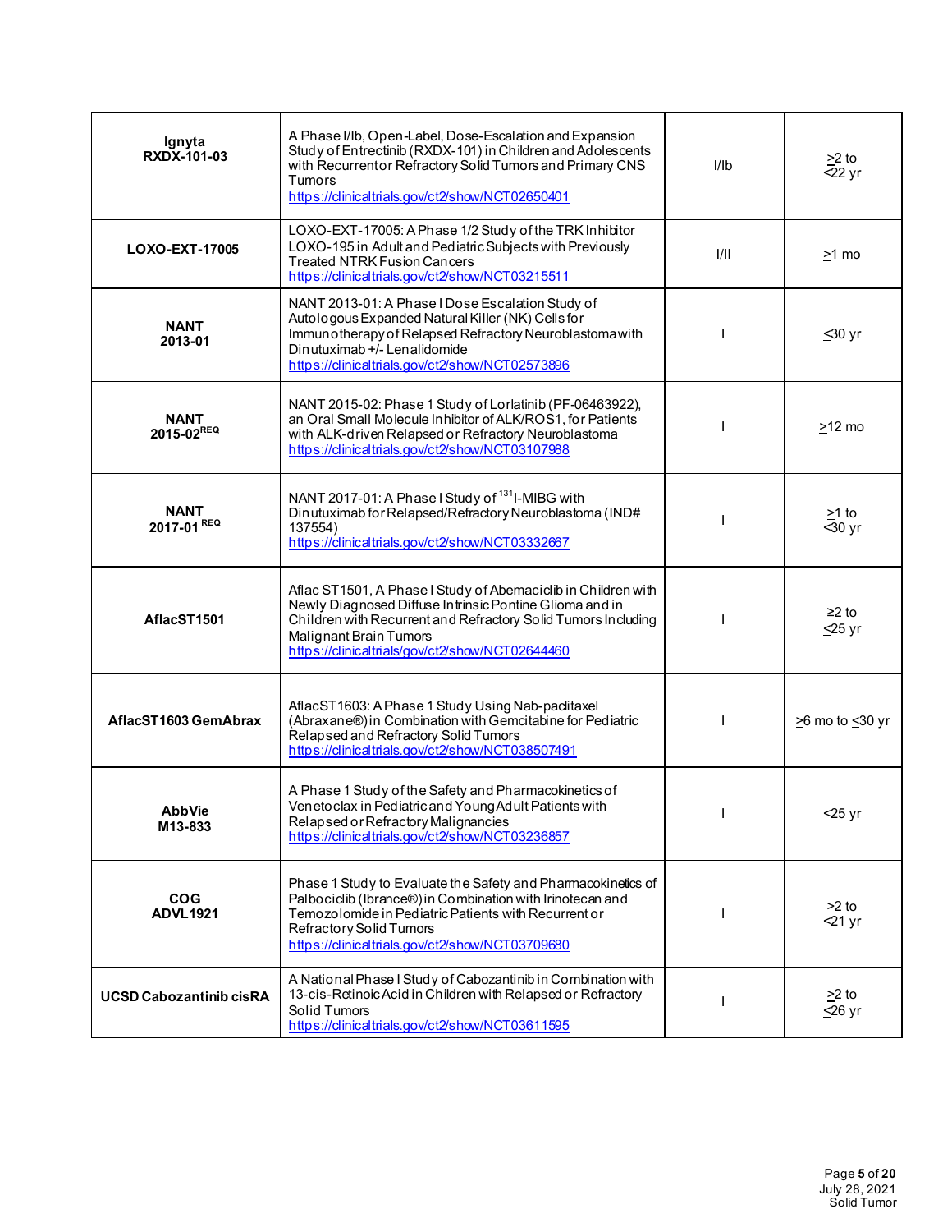| | | | |
|---|---|---|---|
| **Ignyta RXDX-101-03** | A Phase I/Ib, Open-Label, Dose-Escalation and Expansion Study of Entrectinib (RXDX-101) in Children and Adolescents with Recurrent or Refractory Solid Tumors and Primary CNS Tumors https://clinicaltrials.gov/ct2/show/NCT02650401 | I/Ib | ≥2 to <22 yr |
| **LOXO-EXT-17005** | LOXO-EXT-17005: A Phase 1/2 Study of the TRK Inhibitor LOXO-195 in Adult and Pediatric Subjects with Previously Treated NTRK Fusion Cancers https://clinicaltrials.gov/ct2/show/NCT03215511 | I/II | ≥1 mo |
| **NANT 2013-01** | NANT 2013-01: A Phase I Dose Escalation Study of Autologous Expanded Natural Killer (NK) Cells for Immunotherapy of Relapsed Refractory Neuroblastoma with Dinutuximab +/- Lenalidomide https://clinicaltrials.gov/ct2/show/NCT02573896 | I | ≤30 yr |
| **NANT 2015-02**[REQ] | NANT 2015-02: Phase 1 Study of Lorlatinib (PF-06463922), an Oral Small Molecule Inhibitor of ALK/ROS1, for Patients with ALK-driven Relapsed or Refractory Neuroblastoma https://clinicaltrials.gov/ct2/show/NCT03107988 | I | ≥12 mo |
| **NANT 2017-01** [REQ] | NANT 2017-01: A Phase I Study of $^{131}$I-MIBG with Dinutuximab for Relapsed/Refractory Neuroblastoma (IND# 137554) https://clinicaltrials.gov/ct2/show/NCT03332667 | I | ≥1 to <30 yr |
| **AflacST1501** | Aflac ST1501, A Phase I Study of Abemaciclib in Children with Newly Diagnosed Diffuse Intrinsic Pontine Glioma and in Children with Recurrent and Refractory Solid Tumors Including Malignant Brain Tumors https://clinicaltrials/gov/ct2/show/NCT02644460 | I | ≥2 to ≤25 yr |
| **AflacST1603 GemAbrax** | AflacST1603: A Phase 1 Study Using Nab-paclitaxel (Abraxane®) in Combination with Gemcitabine for Pediatric Relapsed and Refractory Solid Tumors https://clinicaltrials.gov/ct2/show/NCT038507491 | I | ≥6 mo to ≤30 yr |
| **AbbVie M13-833** | A Phase 1 Study of the Safety and Pharmacokinetics of Venetoclax in Pediatric and Young Adult Patients with Relapsed or Refractory Malignancies https://clinicaltrials.gov/ct2/show/NCT03236857 | I | <25 yr |
| **COG ADVL1921** | Phase 1 Study to Evaluate the Safety and Pharmacokinetics of Palbociclib (Ibrance®) in Combination with Irinotecan and Temozolomide in Pediatric Patients with Recurrent or Refractory Solid Tumors https://clinicaltrials.gov/ct2/show/NCT03709680 | I | ≥2 to <21 yr |
| **UCSD Cabozantinib cisRA** | A National Phase I Study of Cabozantinib in Combination with 13-cis-Retinoic Acid in Children with Relapsed or Refractory Solid Tumors https://clinicaltrials.gov/ct2/show/NCT03611595 | I | ≥2 to ≤26 yr |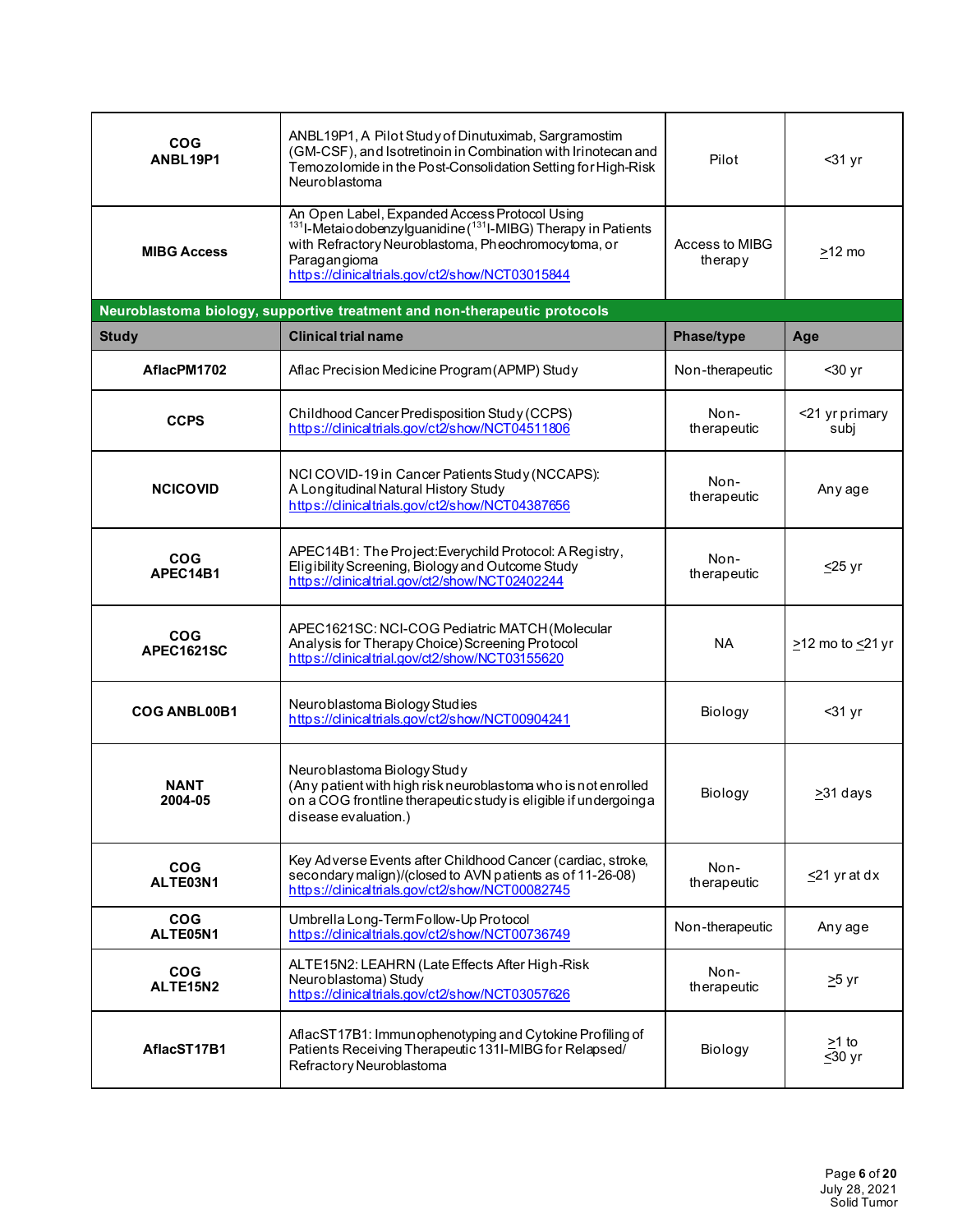| | | | |
|---|---|---|---|
| **COG ANBL19P1** | ANBL19P1, A Pilot Study of Dinutuximab, Sargramostim (GM-CSF), and Isotretinoin in Combination with Irinotecan and Temozolomide in the Post-Consolidation Setting for High-Risk Neuroblastoma | Pilot | <31 yr |
| **MIBG Access** | An Open Label, Expanded Access Protocol Using $^{131}$I-Metaiodobenzylguanidine ($^{131}$I-MIBG) Therapy in Patients with Refractory Neuroblastoma, Pheochromocytoma, or Paraganglioma https://clinicaltrials.gov/ct2/show/NCT03015844 | Access to MIBG therapy | ≥12 mo |

**Neuroblastoma biology, supportive treatment and non-therapeutic protocols**

| Study | Clinical trial name | Phase/type | Age |
|---|---|---|---|
| **AflacPM1702** | Aflac Precision Medicine Program (APMP) Study | Non-therapeutic | <30 yr |
| **CCPS** | Childhood Cancer Predisposition Study (CCPS) https://clinicaltrials.gov/ct2/show/NCT04511806 | Non-therapeutic | <21 yr primary subj |
| **NCICOVID** | NCI COVID-19 in Cancer Patients Study (NCCAPS): A Longitudinal Natural History Study https://clinicaltrials.gov/ct2/show/NCT04387656 | Non-therapeutic | Any age |
| **COG APEC14B1** | APEC14B1: The Project:Everychild Protocol: A Registry, Eligibility Screening, Biology and Outcome Study https://clinicaltrial.gov/ct2/show/NCT02402244 | Non-therapeutic | ≤25 yr |
| **COG APEC1621SC** | APEC1621SC: NCI-COG Pediatric MATCH (Molecular Analysis for Therapy Choice) Screening Protocol https://clinicaltrial.gov/ct2/show/NCT03155620 | NA | ≥12 mo to ≤21 yr |
| **COG ANBL00B1** | Neuroblastoma Biology Studies https://clinicaltrials.gov/ct2/show/NCT00904241 | Biology | <31 yr |
| **NANT 2004-05** | Neuroblastoma Biology Study (Any patient with high risk neuroblastoma who is not enrolled on a COG frontline therapeutic study is eligible if undergoing a disease evaluation.) | Biology | ≥31 days |
| **COG ALTE03N1** | Key Adverse Events after Childhood Cancer (cardiac, stroke, secondary malign)/(closed to AVN patients as of 11-26-08) https://clinicaltrials.gov/ct2/show/NCT00082745 | Non-therapeutic | ≤21 yr at dx |
| **COG ALTE05N1** | Umbrella Long-Term Follow-Up Protocol https://clinicaltrials.gov/ct2/show/NCT00736749 | Non-therapeutic | Any age |
| **COG ALTE15N2** | ALTE15N2: LEAHRN (Late Effects After High-Risk Neuroblastoma) Study https://clinicaltrials.gov/ct2/show/NCT03057626 | Non-therapeutic | ≥5 yr |
| **AflacST17B1** | AflacST17B1: Immunophenotyping and Cytokine Profiling of Patients Receiving Therapeutic 131I-MIBG for Relapsed/ Refractory Neuroblastoma | Biology | ≥1 to ≤30 yr |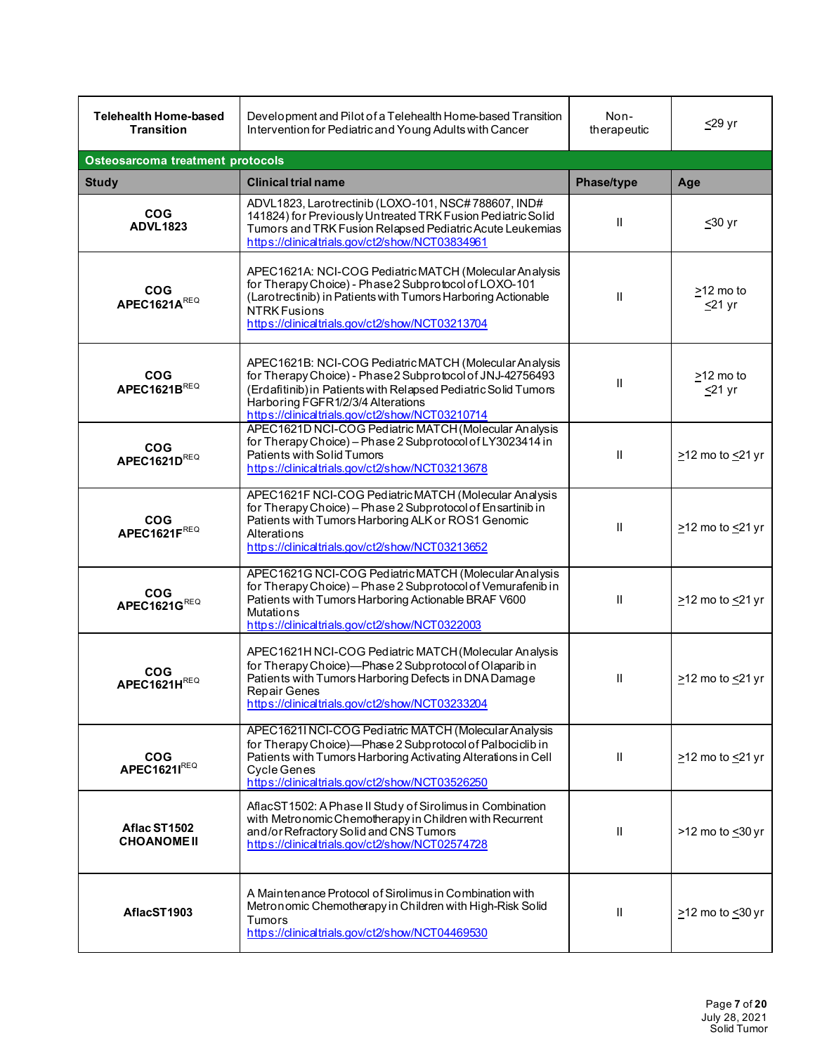| Study | Clinical trial name | Phase/type | Age |
|---|---|---|---|
| **Telehealth Home-based Transition** | Development and Pilot of a Telehealth Home-based Transition Intervention for Pediatric and Young Adults with Cancer | Non-therapeutic | ≤29 yr |

**Osteosarcoma treatment protocols**

| Study | Clinical trial name | Phase/type | Age |
|---|---|---|---|
| **COG ADVL1823** | ADVL1823, Larotrectinib (LOXO-101, NSC# 788607, IND# 141824) for Previously Untreated TRK Fusion Pediatric Solid Tumors and TRK Fusion Relapsed Pediatric Acute Leukemias https://clinicaltrials.gov/ct2/show/NCT03834961 | II | ≤30 yr |
| **COG APEC1621A**[REQ] | APEC1621A: NCI-COG Pediatric MATCH (Molecular Analysis for Therapy Choice) - Phase 2 Subprotocol of LOXO-101 (Larotrectinib) in Patients with Tumors Harboring Actionable NTRK Fusions https://clinicaltrials.gov/ct2/show/NCT03213704 | II | ≥12 mo to ≤21 yr |
| **COG APEC1621B**[REQ] | APEC1621B: NCI-COG Pediatric MATCH (Molecular Analysis for Therapy Choice) - Phase 2 Subprotocol of JNJ-42756493 (Erdafitinib) in Patients with Relapsed Pediatric Solid Tumors Harboring FGFR1/2/3/4 Alterations https://clinicaltrials.gov/ct2/show/NCT03210714 | II | ≥12 mo to ≤21 yr |
| **COG APEC1621D**[REQ] | APEC1621D NCI-COG Pediatric MATCH (Molecular Analysis for Therapy Choice) – Phase 2 Subprotocol of LY3023414 in Patients with Solid Tumors https://clinicaltrials.gov/ct2/show/NCT03213678 | II | ≥12 mo to ≤21 yr |
| **COG APEC1621F**[REQ] | APEC1621F NCI-COG Pediatric MATCH (Molecular Analysis for Therapy Choice) – Phase 2 Subprotocol of Ensartinib in Patients with Tumors Harboring ALK or ROS1 Genomic Alterations https://clinicaltrials.gov/ct2/show/NCT03213652 | II | ≥12 mo to ≤21 yr |
| **COG APEC1621G**[REQ] | APEC1621G NCI-COG Pediatric MATCH (Molecular Analysis for Therapy Choice) – Phase 2 Subprotocol of Vemurafenib in Patients with Tumors Harboring Actionable BRAF V600 Mutations https://clinicaltrials.gov/ct2/show/NCT0322003 | II | ≥12 mo to ≤21 yr |
| **COG APEC1621H**[REQ] | APEC1621H NCI-COG Pediatric MATCH (Molecular Analysis for Therapy Choice)—Phase 2 Subprotocol of Olaparib in Patients with Tumors Harboring Defects in DNA Damage Repair Genes https://clinicaltrials.gov/ct2/show/NCT03233204 | II | ≥12 mo to ≤21 yr |
| **COG APEC1621I**[REQ] | APEC1621I NCI-COG Pediatric MATCH (Molecular Analysis for Therapy Choice)—Phase 2 Subprotocol of Palbociclib in Patients with Tumors Harboring Activating Alterations in Cell Cycle Genes https://clinicaltrials.gov/ct2/show/NCT03526250 | II | ≥12 mo to ≤21 yr |
| **Aflac ST1502 CHOANOME II** | AflacST1502: A Phase II Study of Sirolimus in Combination with Metronomic Chemotherapy in Children with Recurrent and/or Refractory Solid and CNS Tumors https://clinicaltrials.gov/ct2/show/NCT02574728 | II | >12 mo to ≤30 yr |
| **AflacST1903** | A Maintenance Protocol of Sirolimus in Combination with Metronomic Chemotherapy in Children with High-Risk Solid Tumors https://clinicaltrials.gov/ct2/show/NCT04469530 | II | ≥12 mo to ≤30 yr |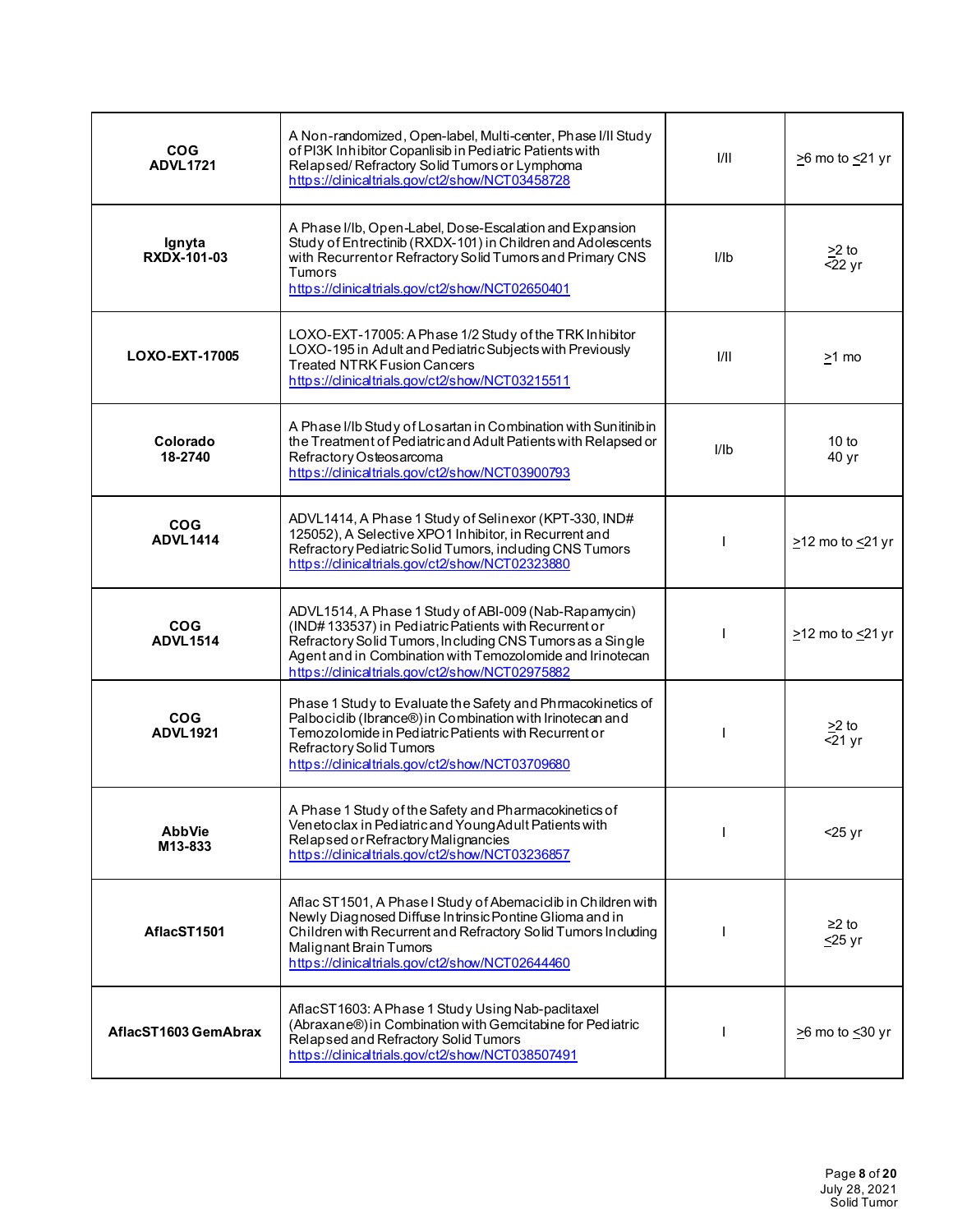| | | | |
|---|---|---|---|
| **COG ADVL1721** | A Non-randomized, Open-label, Multi-center, Phase I/II Study of PI3K Inhibitor Copanlisib in Pediatric Patients with Relapsed/ Refractory Solid Tumors or Lymphoma https://clinicaltrials.gov/ct2/show/NCT03458728 | I/II | ≥6 mo to ≤21 yr |
| **Ignyta RXDX-101-03** | A Phase I/Ib, Open-Label, Dose-Escalation and Expansion Study of Entrectinib (RXDX-101) in Children and Adolescents with Recurrent or Refractory Solid Tumors and Primary CNS Tumors https://clinicaltrials.gov/ct2/show/NCT02650401 | I/Ib | ≥2 to <22 yr |
| **LOXO-EXT-17005** | LOXO-EXT-17005: A Phase 1/2 Study of the TRK Inhibitor LOXO-195 in Adult and Pediatric Subjects with Previously Treated NTRK Fusion Cancers https://clinicaltrials.gov/ct2/show/NCT03215511 | I/II | ≥1 mo |
| **Colorado 18-2740** | A Phase I/Ib Study of Losartan in Combination with Sunitinib in the Treatment of Pediatric and Adult Patients with Relapsed or Refractory Osteosarcoma https://clinicaltrials.gov/ct2/show/NCT03900793 | I/Ib | 10 to 40 yr |
| **COG ADVL1414** | ADVL1414, A Phase 1 Study of Selinexor (KPT-330, IND# 125052), A Selective XPO1 Inhibitor, in Recurrent and Refractory Pediatric Solid Tumors, including CNS Tumors https://clinicaltrials.gov/ct2/show/NCT02323880 | I | ≥12 mo to ≤21 yr |
| **COG ADVL1514** | ADVL1514, A Phase 1 Study of ABI-009 (Nab-Rapamycin) (IND# 133537) in Pediatric Patients with Recurrent or Refractory Solid Tumors, Including CNS Tumors as a Single Agent and in Combination with Temozolomide and Irinotecan https://clinicaltrials.gov/ct2/show/NCT02975882 | I | ≥12 mo to ≤21 yr |
| **COG ADVL1921** | Phase 1 Study to Evaluate the Safety and Phrmacokinetics of Palbociclib (Ibrance®) in Combination with Irinotecan and Temozolomide in Pediatric Patients with Recurrent or Refractory Solid Tumors https://clinicaltrials.gov/ct2/show/NCT03709680 | I | ≥2 to <21 yr |
| **AbbVie M13-833** | A Phase 1 Study of the Safety and Pharmacokinetics of Venetoclax in Pediatric and Young Adult Patients with Relapsed or Refractory Malignancies https://clinicaltrials.gov/ct2/show/NCT03236857 | I | <25 yr |
| **AflacST1501** | Aflac ST1501, A Phase I Study of Abemaciclib in Children with Newly Diagnosed Diffuse Intrinsic Pontine Glioma and in Children with Recurrent and Refractory Solid Tumors Including Malignant Brain Tumors https://clinicaltrials.gov/ct2/show/NCT02644460 | I | ≥2 to ≤25 yr |
| **AflacST1603 GemAbrax** | AflacST1603: A Phase 1 Study Using Nab-paclitaxel (Abraxane®) in Combination with Gemcitabine for Pediatric Relapsed and Refractory Solid Tumors https://clinicaltrials.gov/ct2/show/NCT038507491 | I | ≥6 mo to ≤30 yr |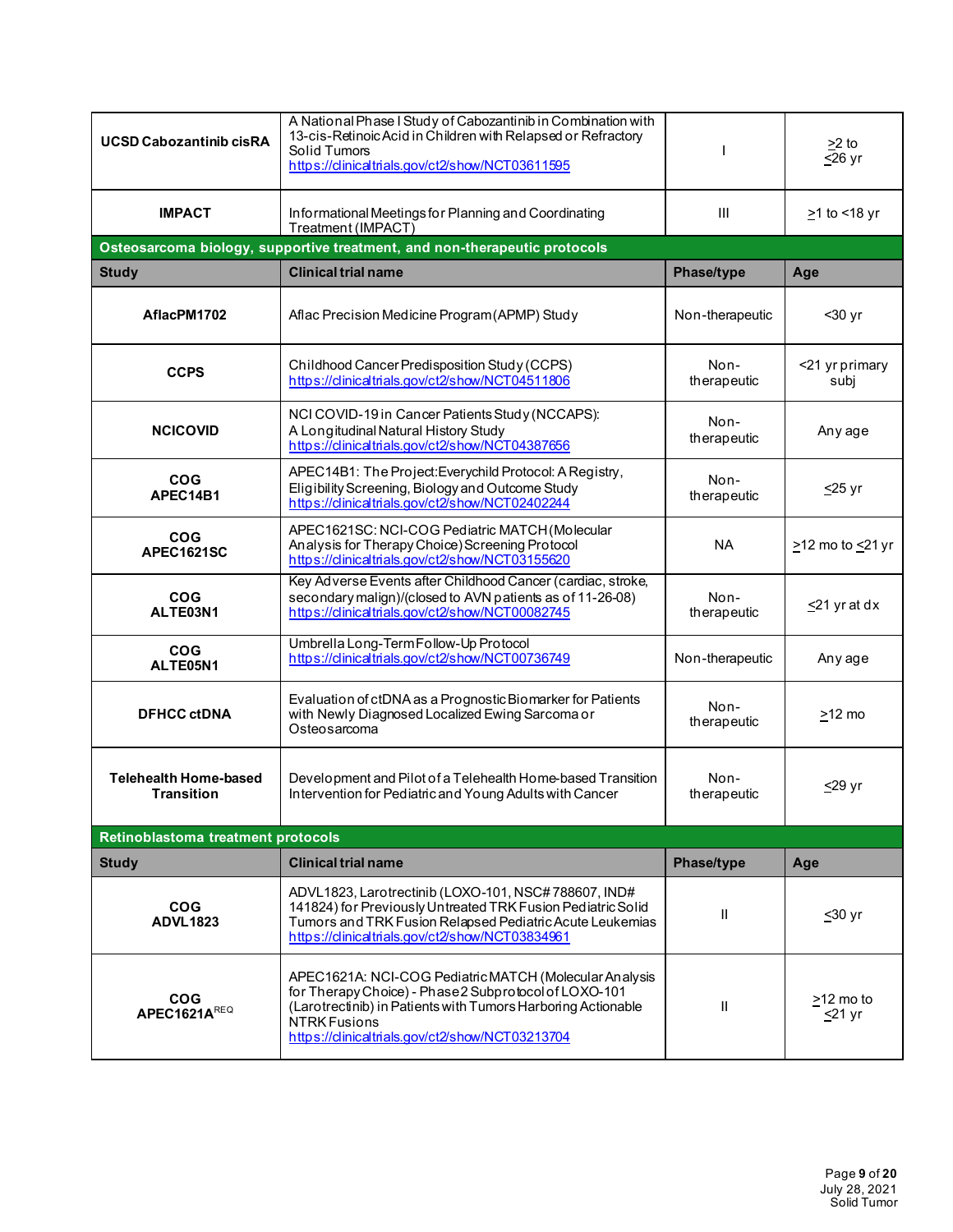| | | | |
|---|---|---|---|
| **UCSD Cabozantinib cisRA** | A National Phase I Study of Cabozantinib in Combination with 13-cis-Retinoic Acid in Children with Relapsed or Refractory Solid Tumors https://clinicaltrials.gov/ct2/show/NCT03611595 | I | ≥2 to ≤26 yr |
| **IMPACT** | Informational Meetings for Planning and Coordinating Treatment (IMPACT) | III | ≥1 to <18 yr |

**Osteosarcoma biology, supportive treatment, and non-therapeutic protocols**

| Study | Clinical trial name | Phase/type | Age |
|---|---|---|---|
| **AflacPM1702** | Aflac Precision Medicine Program (APMP) Study | Non-therapeutic | <30 yr |
| **CCPS** | Childhood Cancer Predisposition Study (CCPS) https://clinicaltrials.gov/ct2/show/NCT04511806 | Non-therapeutic | <21 yr primary subj |
| **NCICOVID** | NCI COVID-19 in Cancer Patients Study (NCCAPS): A Longitudinal Natural History Study https://clinicaltrials.gov/ct2/show/NCT04387656 | Non-therapeutic | Any age |
| **COG APEC14B1** | APEC14B1: The Project:Everychild Protocol: A Registry, Eligibility Screening, Biology and Outcome Study https://clinicaltrials.gov/ct2/show/NCT02402244 | Non-therapeutic | ≤25 yr |
| **COG APEC1621SC** | APEC1621SC: NCI-COG Pediatric MATCH (Molecular Analysis for Therapy Choice) Screening Protocol https://clinicaltrials.gov/ct2/show/NCT03155620 | NA | ≥12 mo to ≤21 yr |
| **COG ALTE03N1** | Key Adverse Events after Childhood Cancer (cardiac, stroke, secondary malign)/(closed to AVN patients as of 11-26-08) https://clinicaltrials.gov/ct2/show/NCT00082745 | Non-therapeutic | ≤21 yr at dx |
| **COG ALTE05N1** | Umbrella Long-Term Follow-Up Protocol https://clinicaltrials.gov/ct2/show/NCT00736749 | Non-therapeutic | Any age |
| **DFHCC ctDNA** | Evaluation of ctDNA as a Prognostic Biomarker for Patients with Newly Diagnosed Localized Ewing Sarcoma or Osteosarcoma | Non-therapeutic | ≥12 mo |
| **Telehealth Home-based Transition** | Development and Pilot of a Telehealth Home-based Transition Intervention for Pediatric and Young Adults with Cancer | Non-therapeutic | ≤29 yr |

**Retinoblastoma treatment protocols**

| Study | Clinical trial name | Phase/type | Age |
|---|---|---|---|
| **COG ADVL1823** | ADVL1823, Larotrectinib (LOXO-101, NSC# 788607, IND# 141824) for Previously Untreated TRK Fusion Pediatric Solid Tumors and TRK Fusion Relapsed Pediatric Acute Leukemias https://clinicaltrials.gov/ct2/show/NCT03834961 | II | ≤30 yr |
| **COG APEC1621A**[REQ] | APEC1621A: NCI-COG Pediatric MATCH (Molecular Analysis for Therapy Choice) - Phase 2 Subprotocol of LOXO-101 (Larotrectinib) in Patients with Tumors Harboring Actionable NTRK Fusions https://clinicaltrials.gov/ct2/show/NCT03213704 | II | ≥12 mo to ≤21 yr |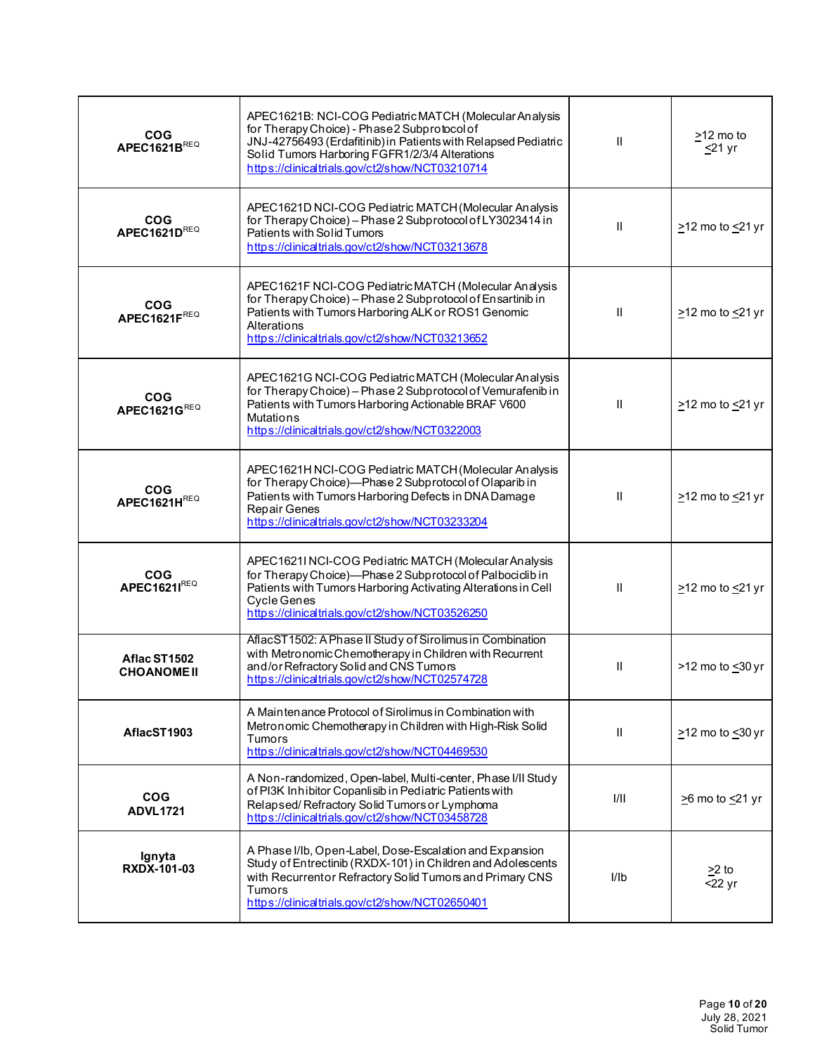| | | | |
|---|---|---|---|
| **COG APEC1621B**[REQ] | APEC1621B: NCI-COG Pediatric MATCH (Molecular Analysis for Therapy Choice) - Phase 2 Subprotocol of JNJ-42756493 (Erdafitinib) in Patients with Relapsed Pediatric Solid Tumors Harboring FGFR1/2/3/4 Alterations https://clinicaltrials.gov/ct2/show/NCT03210714 | II | ≥12 mo to ≤21 yr |
| **COG APEC1621D**[REQ] | APEC1621D NCI-COG Pediatric MATCH (Molecular Analysis for Therapy Choice) – Phase 2 Subprotocol of LY3023414 in Patients with Solid Tumors https://clinicaltrials.gov/ct2/show/NCT03213678 | II | ≥12 mo to ≤21 yr |
| **COG APEC1621F**[REQ] | APEC1621F NCI-COG Pediatric MATCH (Molecular Analysis for Therapy Choice) – Phase 2 Subprotocol of Ensartinib in Patients with Tumors Harboring ALK or ROS1 Genomic Alterations https://clinicaltrials.gov/ct2/show/NCT03213652 | II | ≥12 mo to ≤21 yr |
| **COG APEC1621G**[REQ] | APEC1621G NCI-COG Pediatric MATCH (Molecular Analysis for Therapy Choice) – Phase 2 Subprotocol of Vemurafenib in Patients with Tumors Harboring Actionable BRAF V600 Mutations https://clinicaltrials.gov/ct2/show/NCT0322003 | II | ≥12 mo to ≤21 yr |
| **COG APEC1621H**[REQ] | APEC1621H NCI-COG Pediatric MATCH (Molecular Analysis for Therapy Choice)—Phase 2 Subprotocol of Olaparib in Patients with Tumors Harboring Defects in DNA Damage Repair Genes https://clinicaltrials.gov/ct2/show/NCT03233204 | II | ≥12 mo to ≤21 yr |
| **COG APEC1621I**[REQ] | APEC1621I NCI-COG Pediatric MATCH (Molecular Analysis for Therapy Choice)—Phase 2 Subprotocol of Palbociclib in Patients with Tumors Harboring Activating Alterations in Cell Cycle Genes https://clinicaltrials.gov/ct2/show/NCT03526250 | II | ≥12 mo to ≤21 yr |
| **Aflac ST1502 CHOANOME II** | AflacST1502: A Phase II Study of Sirolimus in Combination with Metronomic Chemotherapy in Children with Recurrent and/or Refractory Solid and CNS Tumors https://clinicaltrials.gov/ct2/show/NCT02574728 | II | >12 mo to ≤30 yr |
| **AflacST1903** | A Maintenance Protocol of Sirolimus in Combination with Metronomic Chemotherapy in Children with High-Risk Solid Tumors https://clinicaltrials.gov/ct2/show/NCT04469530 | II | ≥12 mo to ≤30 yr |
| **COG ADVL1721** | A Non-randomized, Open-label, Multi-center, Phase I/II Study of PI3K Inhibitor Copanlisib in Pediatric Patients with Relapsed/ Refractory Solid Tumors or Lymphoma https://clinicaltrials.gov/ct2/show/NCT03458728 | I/II | ≥6 mo to ≤21 yr |
| **Ignyta RXDX-101-03** | A Phase I/Ib, Open-Label, Dose-Escalation and Expansion Study of Entrectinib (RXDX-101) in Children and Adolescents with Recurrent or Refractory Solid Tumors and Primary CNS Tumors https://clinicaltrials.gov/ct2/show/NCT02650401 | I/Ib | ≥2 to <22 yr |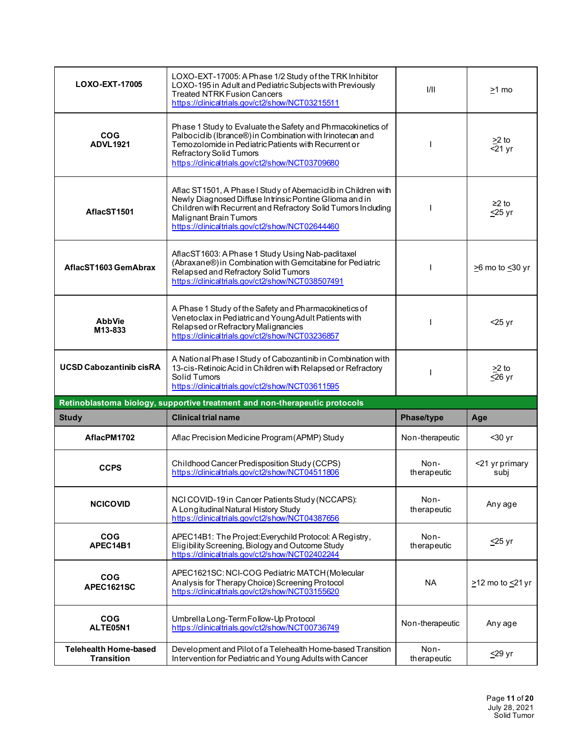| | | | |
|---|---|---|---|
| **LOXO-EXT-17005** | LOXO-EXT-17005: A Phase 1/2 Study of the TRK Inhibitor LOXO-195 in Adult and Pediatric Subjects with Previously Treated NTRK Fusion Cancers https://clinicaltrials.gov/ct2/show/NCT03215511 | I/II | ≥1 mo |
| **COG ADVL1921** | Phase 1 Study to Evaluate the Safety and Phrmacokinetics of Palbociclib (Ibrance®) in Combination with Irinotecan and Temozolomide in Pediatric Patients with Recurrent or Refractory Solid Tumors https://clinicaltrials.gov/ct2/show/NCT03709680 | I | ≥2 to <21 yr |
| **AflacST1501** | Aflac ST1501, A Phase I Study of Abemaciclib in Children with Newly Diagnosed Diffuse Intrinsic Pontine Glioma and in Children with Recurrent and Refractory Solid Tumors Including Malignant Brain Tumors https://clinicaltrials.gov/ct2/show/NCT02644460 | I | ≥2 to ≤25 yr |
| **AflacST1603 GemAbrax** | AflacST1603: A Phase 1 Study Using Nab-paclitaxel (Abraxane®) in Combination with Gemcitabine for Pediatric Relapsed and Refractory Solid Tumors https://clinicaltrials.gov/ct2/show/NCT038507491 | I | ≥6 mo to ≤30 yr |
| **AbbVie M13-833** | A Phase 1 Study of the Safety and Pharmacokinetics of Venetoclax in Pediatric and Young Adult Patients with Relapsed or Refractory Malignancies https://clinicaltrials.gov/ct2/show/NCT03236857 | I | <25 yr |
| **UCSD Cabozantinib cisRA** | A National Phase I Study of Cabozantinib in Combination with 13-cis-Retinoic Acid in Children with Relapsed or Refractory Solid Tumors https://clinicaltrials.gov/ct2/show/NCT03611595 | I | ≥2 to ≤26 yr |

**Retinoblastoma biology, supportive treatment and non-therapeutic protocols**

| Study | Clinical trial name | Phase/type | Age |
|---|---|---|---|
| **AflacPM1702** | Aflac Precision Medicine Program (APMP) Study | Non-therapeutic | <30 yr |
| **CCPS** | Childhood Cancer Predisposition Study (CCPS) https://clinicaltrials.gov/ct2/show/NCT04511806 | Non-therapeutic | <21 yr primary subj |
| **NCICOVID** | NCI COVID-19 in Cancer Patients Study (NCCAPS): A Longitudinal Natural History Study https://clinicaltrials.gov/ct2/show/NCT04387656 | Non-therapeutic | Any age |
| **COG APEC14B1** | APEC14B1: The Project:Everychild Protocol: A Registry, Eligibility Screening, Biology and Outcome Study https://clinicaltrials.gov/ct2/show/NCT02402244 | Non-therapeutic | ≤25 yr |
| **COG APEC1621SC** | APEC1621SC: NCI-COG Pediatric MATCH (Molecular Analysis for Therapy Choice) Screening Protocol https://clinicaltrials.gov/ct2/show/NCT03155620 | NA | ≥12 mo to ≤21 yr |
| **COG ALTE05N1** | Umbrella Long-Term Follow-Up Protocol https://clinicaltrials.gov/ct2/show/NCT00736749 | Non-therapeutic | Any age |
| **Telehealth Home-based Transition** | Development and Pilot of a Telehealth Home-based Transition Intervention for Pediatric and Young Adults with Cancer | Non-therapeutic | ≤29 yr |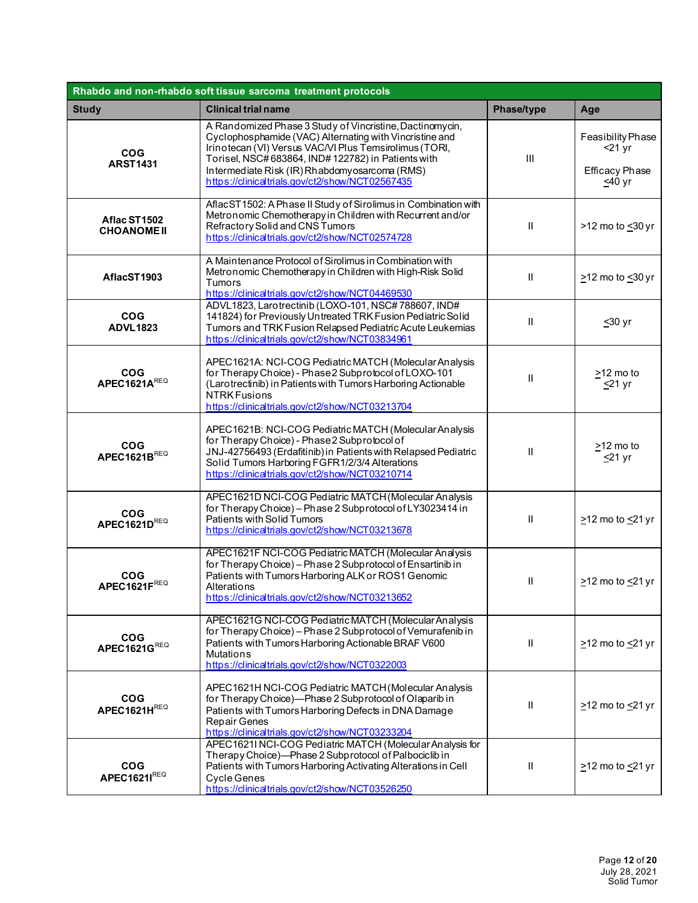| Rhabdo and non-rhabdo soft tissue sarcoma treatment protocols | | | |
|---|---|---|---|
| **Study** | **Clinical trial name** | **Phase/type** | **Age** |
| **COG ARST1431** | A Randomized Phase 3 Study of Vincristine, Dactinomycin, Cyclophosphamide (VAC) Alternating with Vincristine and Irinotecan (VI) Versus VAC/VI Plus Temsirolimus (TORI, Torisel, NSC# 683864, IND# 122782) in Patients with Intermediate Risk (IR) Rhabdomyosarcoma (RMS) https://clinicaltrials.gov/ct2/show/NCT02567435 | III | Feasibility Phase <21 yr<br><br>Efficacy Phase ≤40 yr |
| **Aflac ST1502 CHOANOME II** | AflacST1502: A Phase II Study of Sirolimus in Combination with Metronomic Chemotherapy in Children with Recurrent and/or Refractory Solid and CNS Tumors https://clinicaltrials.gov/ct2/show/NCT02574728 | II | >12 mo to ≤30 yr |
| **AflacST1903** | A Maintenance Protocol of Sirolimus in Combination with Metronomic Chemotherapy in Children with High-Risk Solid Tumors https://clinicaltrials.gov/ct2/show/NCT04469530 | II | ≥12 mo to ≤30 yr |
| **COG ADVL1823** | ADVL1823, Larotrectinib (LOXO-101, NSC# 788607, IND# 141824) for Previously Untreated TRK Fusion Pediatric Solid Tumors and TRK Fusion Relapsed Pediatric Acute Leukemias https://clinicaltrials.gov/ct2/show/NCT03834961 | II | ≤30 yr |
| **COG APEC1621A**[REQ] | APEC1621A: NCI-COG Pediatric MATCH (Molecular Analysis for Therapy Choice) - Phase 2 Subprotocol of LOXO-101 (Larotrectinib) in Patients with Tumors Harboring Actionable NTRK Fusions https://clinicaltrials.gov/ct2/show/NCT03213704 | II | ≥12 mo to ≤21 yr |
| **COG APEC1621B**[REQ] | APEC1621B: NCI-COG Pediatric MATCH (Molecular Analysis for Therapy Choice) - Phase 2 Subprotocol of JNJ-42756493 (Erdafitinib) in Patients with Relapsed Pediatric Solid Tumors Harboring FGFR1/2/3/4 Alterations https://clinicaltrials.gov/ct2/show/NCT03210714 | II | ≥12 mo to ≤21 yr |
| **COG APEC1621D**[REQ] | APEC1621D NCI-COG Pediatric MATCH (Molecular Analysis for Therapy Choice) – Phase 2 Subprotocol of LY3023414 in Patients with Solid Tumors https://clinicaltrials.gov/ct2/show/NCT03213678 | II | ≥12 mo to ≤21 yr |
| **COG APEC1621F**[REQ] | APEC1621F NCI-COG Pediatric MATCH (Molecular Analysis for Therapy Choice) – Phase 2 Subprotocol of Ensartinib in Patients with Tumors Harboring ALK or ROS1 Genomic Alterations https://clinicaltrials.gov/ct2/show/NCT03213652 | II | ≥12 mo to ≤21 yr |
| **COG APEC1621G**[REQ] | APEC1621G NCI-COG Pediatric MATCH (Molecular Analysis for Therapy Choice) – Phase 2 Subprotocol of Vemurafenib in Patients with Tumors Harboring Actionable BRAF V600 Mutations https://clinicaltrials.gov/ct2/show/NCT0322003 | II | ≥12 mo to ≤21 yr |
| **COG APEC1621H**[REQ] | APEC1621H NCI-COG Pediatric MATCH (Molecular Analysis for Therapy Choice)—Phase 2 Subprotocol of Olaparib in Patients with Tumors Harboring Defects in DNA Damage Repair Genes https://clinicaltrials.gov/ct2/show/NCT03233204 | II | ≥12 mo to ≤21 yr |
| **COG APEC1621I**[REQ] | APEC1621I NCI-COG Pediatric MATCH (Molecular Analysis for Therapy Choice)—Phase 2 Subprotocol of Palbociclib in Patients with Tumors Harboring Activating Alterations in Cell Cycle Genes https://clinicaltrials.gov/ct2/show/NCT03526250 | II | ≥12 mo to ≤21 yr |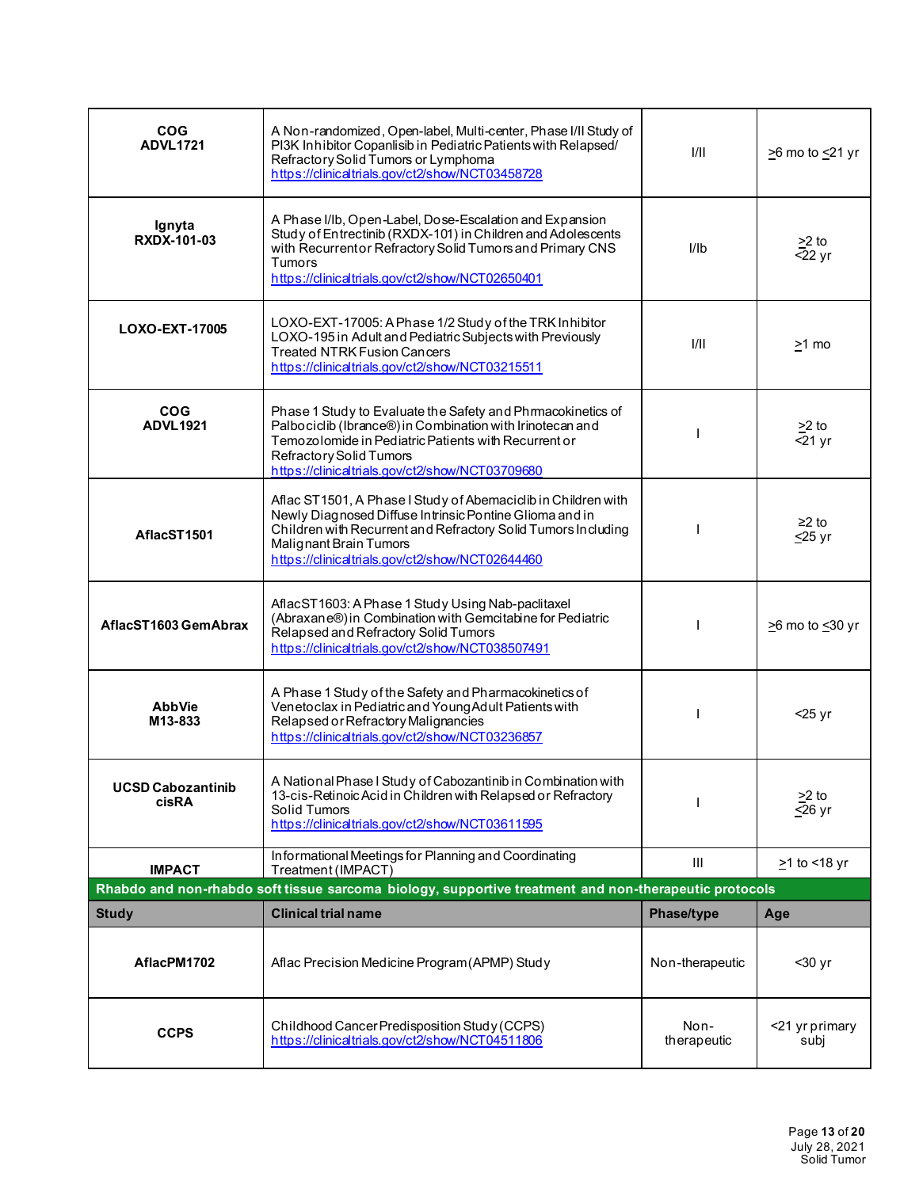| | | | |
|---|---|---|---|
| **COG ADVL1721** | A Non-randomized, Open-label, Multi-center, Phase I/II Study of PI3K Inhibitor Copanlisib in Pediatric Patients with Relapsed/ Refractory Solid Tumors or Lymphoma https://clinicaltrials.gov/ct2/show/NCT03458728 | I/II | >6 mo to <21 yr |
| **Ignyta RXDX-101-03** | A Phase I/Ib, Open-Label, Dose-Escalation and Expansion Study of Entrectinib (RXDX-101) in Children and Adolescents with Recurrent or Refractory Solid Tumors and Primary CNS Tumors https://clinicaltrials.gov/ct2/show/NCT02650401 | I/Ib | >2 to <22 yr |
| **LOXO-EXT-17005** | LOXO-EXT-17005: A Phase 1/2 Study of the TRK Inhibitor LOXO-195 in Adult and Pediatric Subjects with Previously Treated NTRK Fusion Cancers https://clinicaltrials.gov/ct2/show/NCT03215511 | I/II | >1 mo |
| **COG ADVL1921** | Phase 1 Study to Evaluate the Safety and Phrmacokinetics of Palbociclib (Ibrance®) in Combination with Irinotecan and Temozolomide in Pediatric Patients with Recurrent or Refractory Solid Tumors https://clinicaltrials.gov/ct2/show/NCT03709680 | I | >2 to <21 yr |
| **AflacST1501** | Aflac ST1501, A Phase I Study of Abemaciclib in Children with Newly Diagnosed Diffuse Intrinsic Pontine Glioma and in Children with Recurrent and Refractory Solid Tumors Including Malignant Brain Tumors https://clinicaltrials.gov/ct2/show/NCT02644460 | I | ≥2 to <25 yr |
| **AflacST1603 GemAbrax** | AflacST1603: A Phase 1 Study Using Nab-paclitaxel (Abraxane®) in Combination with Gemcitabine for Pediatric Relapsed and Refractory Solid Tumors https://clinicaltrials.gov/ct2/show/NCT038507491 | I | >6 mo to <30 yr |
| **AbbVie M13-833** | A Phase 1 Study of the Safety and Pharmacokinetics of Venetoclax in Pediatric and Young Adult Patients with Relapsed or Refractory Malignancies https://clinicaltrials.gov/ct2/show/NCT03236857 | I | <25 yr |
| **UCSD Cabozantinib cisRA** | A National Phase I Study of Cabozantinib in Combination with 13-cis-Retinoic Acid in Children with Relapsed or Refractory Solid Tumors https://clinicaltrials.gov/ct2/show/NCT03611595 | I | >2 to <26 yr |
| **IMPACT** | Informational Meetings for Planning and Coordinating Treatment (IMPACT) | III | >1 to <18 yr |

**Rhabdo and non-rhabdo soft tissue sarcoma biology, supportive treatment and non-therapeutic protocols**

| Study | Clinical trial name | Phase/type | Age |
|---|---|---|---|
| **AflacPM1702** | Aflac Precision Medicine Program (APMP) Study | Non-therapeutic | <30 yr |
| **CCPS** | Childhood Cancer Predisposition Study (CCPS) https://clinicaltrials.gov/ct2/show/NCT04511806 | Non-therapeutic | <21 yr primary subj |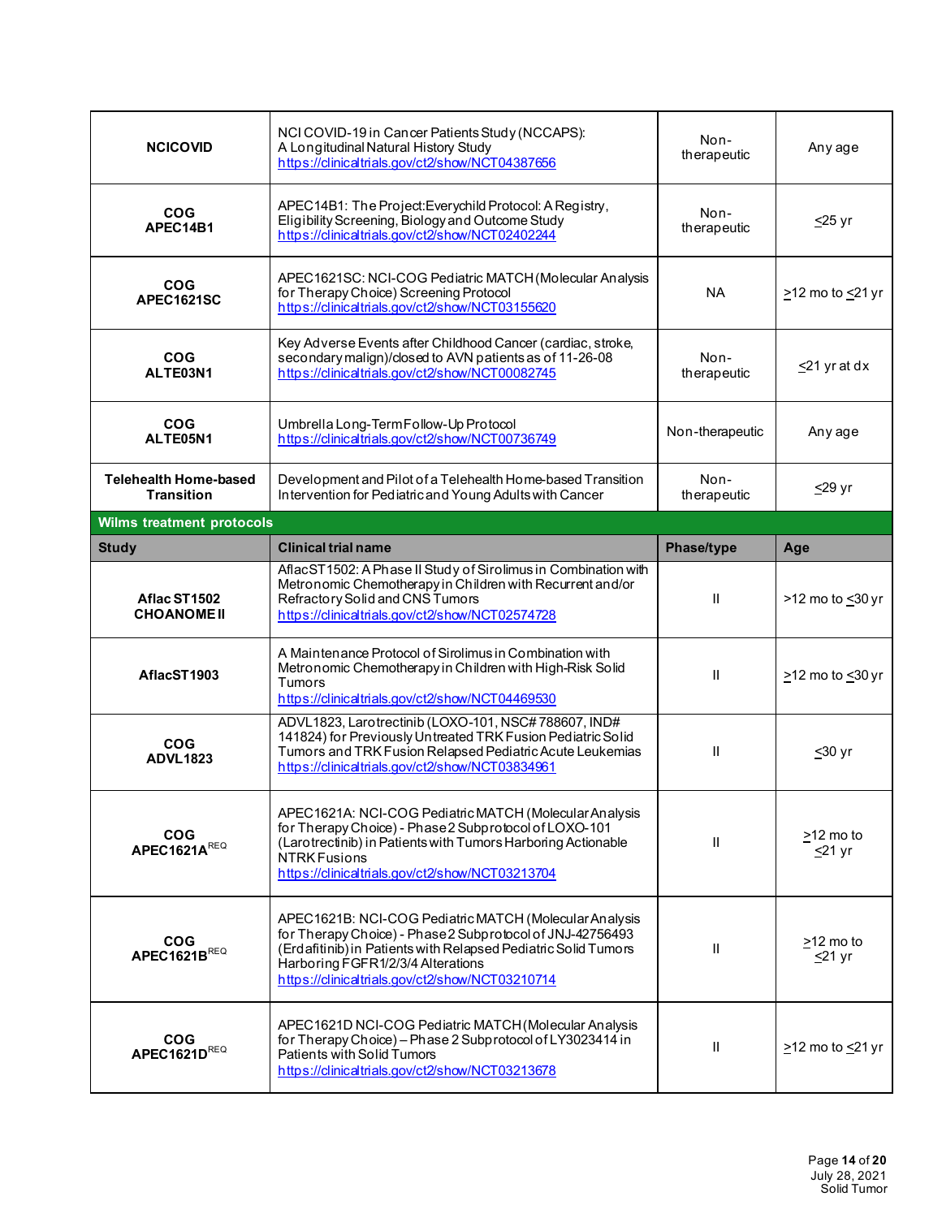| | | | |
|---|---|---|---|
| **NCICOVID** | NCI COVID-19 in Cancer Patients Study (NCCAPS): A Longitudinal Natural History Study https://clinicaltrials.gov/ct2/show/NCT04387656 | Non-therapeutic | Any age |
| **COG APEC14B1** | APEC14B1: The Project:Everychild Protocol: A Registry, Eligibility Screening, Biology and Outcome Study https://clinicaltrials.gov/ct2/show/NCT02402244 | Non-therapeutic | ≤25 yr |
| **COG APEC1621SC** | APEC1621SC: NCI-COG Pediatric MATCH (Molecular Analysis for Therapy Choice) Screening Protocol https://clinicaltrials.gov/ct2/show/NCT03155620 | NA | ≥12 mo to ≤21 yr |
| **COG ALTE03N1** | Key Adverse Events after Childhood Cancer (cardiac, stroke, secondary malign)/closed to AVN patients as of 11-26-08 https://clinicaltrials.gov/ct2/show/NCT00082745 | Non-therapeutic | ≤21 yr at dx |
| **COG ALTE05N1** | Umbrella Long-Term Follow-Up Protocol https://clinicaltrials.gov/ct2/show/NCT00736749 | Non-therapeutic | Any age |
| **Telehealth Home-based Transition** | Development and Pilot of a Telehealth Home-based Transition Intervention for Pediatric and Young Adults with Cancer | Non-therapeutic | ≤29 yr |
| **Wilms treatment protocols** | | | |
| **Study** | **Clinical trial name** | **Phase/type** | **Age** |
| **Aflac ST1502 CHOANOME II** | AflacST1502: A Phase II Study of Sirolimus in Combination with Metronomic Chemotherapy in Children with Recurrent and/or Refractory Solid and CNS Tumors https://clinicaltrials.gov/ct2/show/NCT02574728 | II | >12 mo to ≤30 yr |
| **AflacST1903** | A Maintenance Protocol of Sirolimus in Combination with Metronomic Chemotherapy in Children with High-Risk Solid Tumors https://clinicaltrials.gov/ct2/show/NCT04469530 | II | ≥12 mo to ≤30 yr |
| **COG ADVL1823** | ADVL1823, Larotrectinib (LOXO-101, NSC# 788607, IND# 141824) for Previously Untreated TRK Fusion Pediatric Solid Tumors and TRK Fusion Relapsed Pediatric Acute Leukemias https://clinicaltrials.gov/ct2/show/NCT03834961 | II | ≤30 yr |
| **COG APEC1621A**[REQ] | APEC1621A: NCI-COG Pediatric MATCH (Molecular Analysis for Therapy Choice) - Phase 2 Subprotocol of LOXO-101 (Larotrectinib) in Patients with Tumors Harboring Actionable NTRK Fusions https://clinicaltrials.gov/ct2/show/NCT03213704 | II | ≥12 mo to ≤21 yr |
| **COG APEC1621B**[REQ] | APEC1621B: NCI-COG Pediatric MATCH (Molecular Analysis for Therapy Choice) - Phase 2 Subprotocol of JNJ-42756493 (Erdafitinib) in Patients with Relapsed Pediatric Solid Tumors Harboring FGFR1/2/3/4 Alterations https://clinicaltrials.gov/ct2/show/NCT03210714 | II | ≥12 mo to ≤21 yr |
| **COG APEC1621D**[REQ] | APEC1621D NCI-COG Pediatric MATCH (Molecular Analysis for Therapy Choice) – Phase 2 Subprotocol of LY3023414 in Patients with Solid Tumors https://clinicaltrials.gov/ct2/show/NCT03213678 | II | ≥12 mo to ≤21 yr |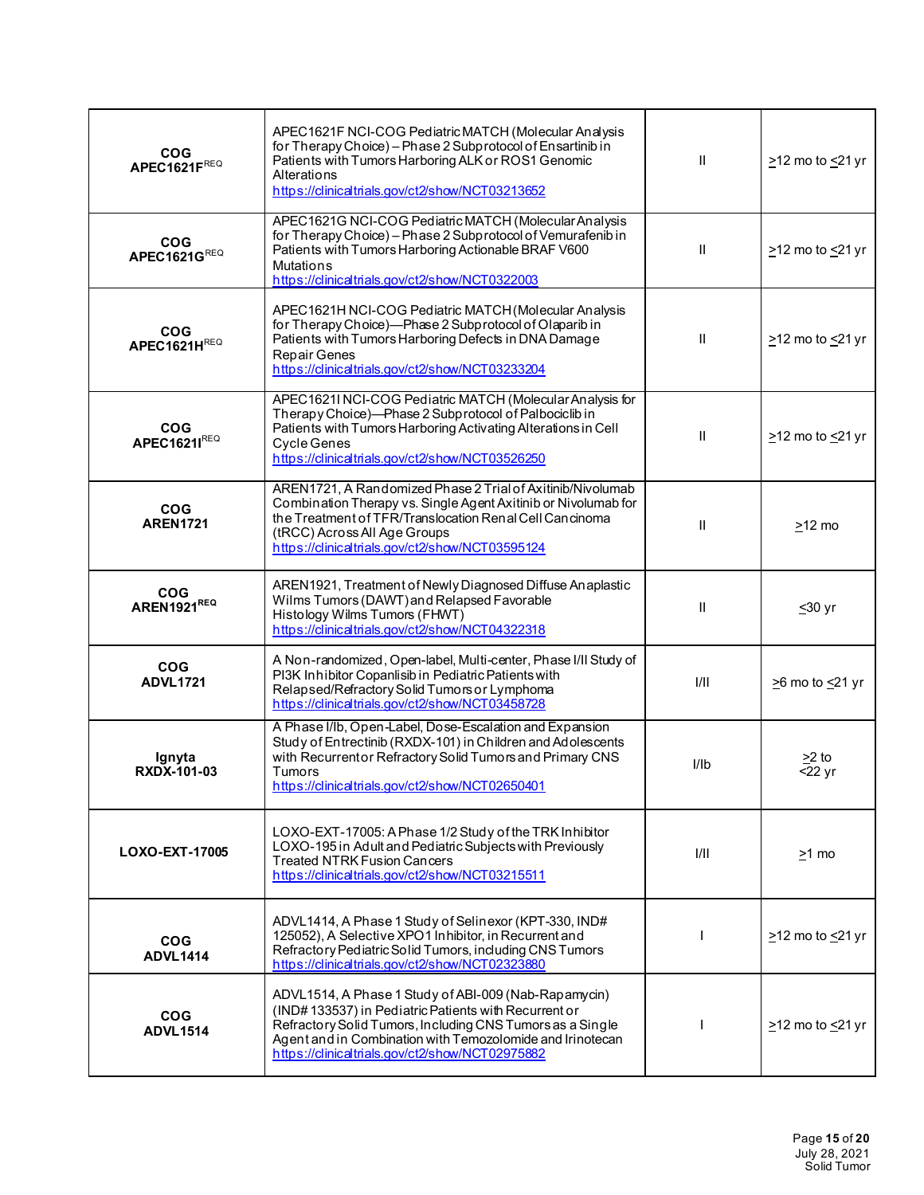| | | | |
|---|---|---|---|
| **COG APEC1621F**[REQ] | APEC1621F NCI-COG Pediatric MATCH (Molecular Analysis for Therapy Choice) – Phase 2 Subprotocol of Ensartinib in Patients with Tumors Harboring ALK or ROS1 Genomic Alterations https://clinicaltrials.gov/ct2/show/NCT03213652 | II | ≥12 mo to ≤21 yr |
| **COG APEC1621G**[REQ] | APEC1621G NCI-COG Pediatric MATCH (Molecular Analysis for Therapy Choice) – Phase 2 Subprotocol of Vemurafenib in Patients with Tumors Harboring Actionable BRAF V600 Mutations https://clinicaltrials.gov/ct2/show/NCT0322003 | II | ≥12 mo to ≤21 yr |
| **COG APEC1621H**[REQ] | APEC1621H NCI-COG Pediatric MATCH (Molecular Analysis for Therapy Choice)—Phase 2 Subprotocol of Olaparib in Patients with Tumors Harboring Defects in DNA Damage Repair Genes https://clinicaltrials.gov/ct2/show/NCT03233204 | II | ≥12 mo to ≤21 yr |
| **COG APEC1621I**[REQ] | APEC1621I NCI-COG Pediatric MATCH (Molecular Analysis for Therapy Choice)—Phase 2 Subprotocol of Palbociclib in Patients with Tumors Harboring Activating Alterations in Cell Cycle Genes https://clinicaltrials.gov/ct2/show/NCT03526250 | II | ≥12 mo to ≤21 yr |
| **COG AREN1721** | AREN1721, A Randomized Phase 2 Trial of Axitinib/Nivolumab Combination Therapy vs. Single Agent Axitinib or Nivolumab for the Treatment of TFR/Translocation Renal Cell Cancinoma (tRCC) Across All Age Groups https://clinicaltrials.gov/ct2/show/NCT03595124 | II | ≥12 mo |
| **COG AREN1921**[REQ] | AREN1921, Treatment of Newly Diagnosed Diffuse Anaplastic Wilms Tumors (DAWT) and Relapsed Favorable Histology Wilms Tumors (FHWT) https://clinicaltrials.gov/ct2/show/NCT04322318 | II | ≤30 yr |
| **COG ADVL1721** | A Non-randomized, Open-label, Multi-center, Phase I/II Study of PI3K Inhibitor Copanlisib in Pediatric Patients with Relapsed/Refractory Solid Tumors or Lymphoma https://clinicaltrials.gov/ct2/show/NCT03458728 | I/II | ≥6 mo to ≤21 yr |
| **Ignyta RXDX-101-03** | A Phase I/Ib, Open-Label, Dose-Escalation and Expansion Study of Entrectinib (RXDX-101) in Children and Adolescents with Recurrent or Refractory Solid Tumors and Primary CNS Tumors https://clinicaltrials.gov/ct2/show/NCT02650401 | I/Ib | ≥2 to <22 yr |
| **LOXO-EXT-17005** | LOXO-EXT-17005: A Phase 1/2 Study of the TRK Inhibitor LOXO-195 in Adult and Pediatric Subjects with Previously Treated NTRK Fusion Cancers https://clinicaltrials.gov/ct2/show/NCT03215511 | I/II | ≥1 mo |
| **COG ADVL1414** | ADVL1414, A Phase 1 Study of Selinexor (KPT-330, IND# 125052), A Selective XPO1 Inhibitor, in Recurrent and Refractory Pediatric Solid Tumors, including CNS Tumors https://clinicaltrials.gov/ct2/show/NCT02323880 | I | ≥12 mo to ≤21 yr |
| **COG ADVL1514** | ADVL1514, A Phase 1 Study of ABI-009 (Nab-Rapamycin) (IND# 133537) in Pediatric Patients with Recurrent or Refractory Solid Tumors, Including CNS Tumors as a Single Agent and in Combination with Temozolomide and Irinotecan https://clinicaltrials.gov/ct2/show/NCT02975882 | I | ≥12 mo to ≤21 yr |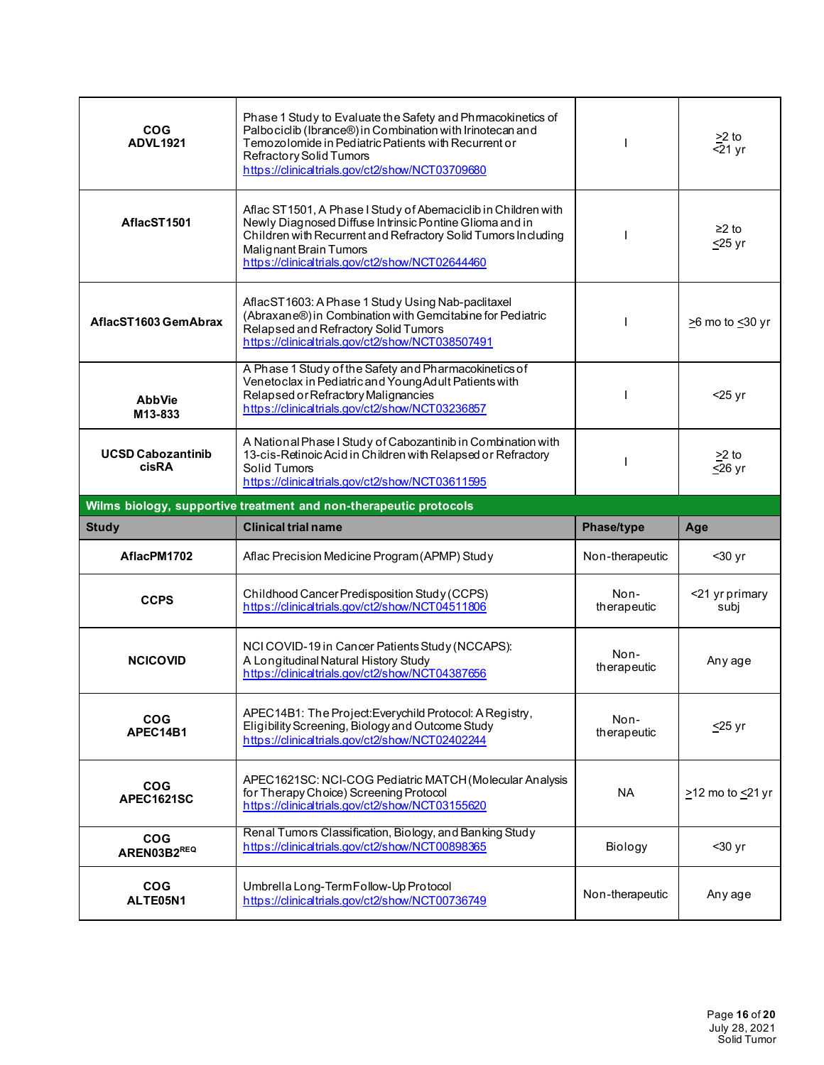| | | | |
|---|---|---|---|
| **COG ADVL1921** | Phase 1 Study to Evaluate the Safety and Phrmacokinetics of Palbociclib (Ibrance®) in Combination with Irinotecan and Temozolomide in Pediatric Patients with Recurrent or Refractory Solid Tumors https://clinicaltrials.gov/ct2/show/NCT03709680 | I | ≥2 to ≤21 yr |
| **AflacST1501** | Aflac ST1501, A Phase I Study of Abemaciclib in Children with Newly Diagnosed Diffuse Intrinsic Pontine Glioma and in Children with Recurrent and Refractory Solid Tumors Including Malignant Brain Tumors https://clinicaltrials.gov/ct2/show/NCT02644460 | I | ≥2 to ≤25 yr |
| **AflacST1603 GemAbrax** | AflacST1603: A Phase 1 Study Using Nab-paclitaxel (Abraxane®) in Combination with Gemcitabine for Pediatric Relapsed and Refractory Solid Tumors https://clinicaltrials.gov/ct2/show/NCT038507491 | I | ≥6 mo to ≤30 yr |
| **AbbVie M13-833** | A Phase 1 Study of the Safety and Pharmacokinetics of Venetoclax in Pediatric and Young Adult Patients with Relapsed or Refractory Malignancies https://clinicaltrials.gov/ct2/show/NCT03236857 | I | <25 yr |
| **UCSD Cabozantinib cisRA** | A National Phase I Study of Cabozantinib in Combination with 13-cis-Retinoic Acid in Children with Relapsed or Refractory Solid Tumors https://clinicaltrials.gov/ct2/show/NCT03611595 | I | ≥2 to ≤26 yr |
| **Wilms biology, supportive treatment and non-therapeutic protocols** | | | |
| **Study** | **Clinical trial name** | **Phase/type** | **Age** |
| **AflacPM1702** | Aflac Precision Medicine Program (APMP) Study | Non-therapeutic | <30 yr |
| **CCPS** | Childhood Cancer Predisposition Study (CCPS) https://clinicaltrials.gov/ct2/show/NCT04511806 | Non-therapeutic | <21 yr primary subj |
| **NCICOVID** | NCI COVID-19 in Cancer Patients Study (NCCAPS): A Longitudinal Natural History Study https://clinicaltrials.gov/ct2/show/NCT04387656 | Non-therapeutic | Any age |
| **COG APEC14B1** | APEC14B1: The Project:Everychild Protocol: A Registry, Eligibility Screening, Biology and Outcome Study https://clinicaltrials.gov/ct2/show/NCT02402244 | Non-therapeutic | ≤25 yr |
| **COG APEC1621SC** | APEC1621SC: NCI-COG Pediatric MATCH (Molecular Analysis for Therapy Choice) Screening Protocol https://clinicaltrials.gov/ct2/show/NCT03155620 | NA | ≥12 mo to ≤21 yr |
| **COG AREN03B2[REQ]** | Renal Tumors Classification, Biology, and Banking Study https://clinicaltrials.gov/ct2/show/NCT00898365 | Biology | <30 yr |
| **COG ALTE05N1** | Umbrella Long-Term Follow-Up Protocol https://clinicaltrials.gov/ct2/show/NCT00736749 | Non-therapeutic | Any age |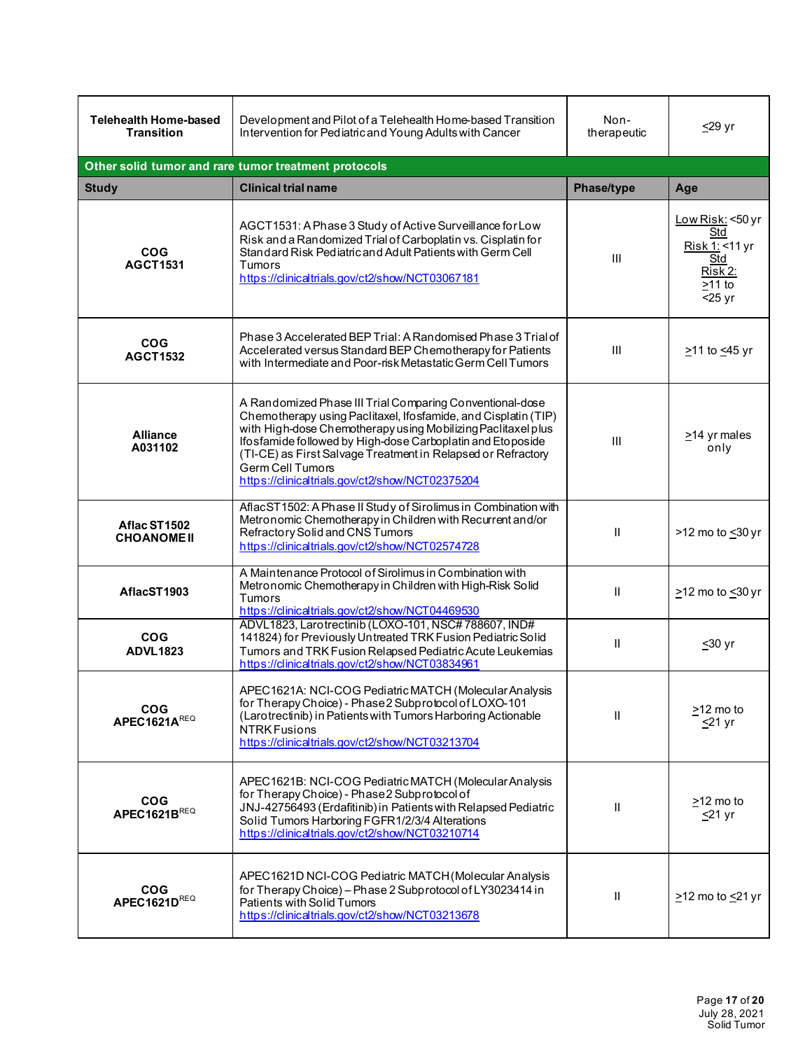| Study | Clinical trial name | Phase/type | Age |
|---|---|---|---|
| **Telehealth Home-based Transition** | Development and Pilot of a Telehealth Home-based Transition Intervention for Pediatric and Young Adults with Cancer | Non-therapeutic | ≤29 yr |

**Other solid tumor and rare tumor treatment protocols**

| Study | Clinical trial name | Phase/type | Age |
|---|---|---|---|
| **COG AGCT1531** | AGCT1531: A Phase 3 Study of Active Surveillance for Low Risk and a Randomized Trial of Carboplatin vs. Cisplatin for Standard Risk Pediatric and Adult Patients with Germ Cell Tumors https://clinicaltrials.gov/ct2/show/NCT03067181 | III | Low Risk: <50 yr Std Risk 1: <11 yr Std Risk 2: ≥11 to <25 yr |
| **COG AGCT1532** | Phase 3 Accelerated BEP Trial: A Randomised Phase 3 Trial of Accelerated versus Standard BEP Chemotherapy for Patients with Intermediate and Poor-risk Metastatic Germ Cell Tumors | III | ≥11 to ≤45 yr |
| **Alliance A031102** | A Randomized Phase III Trial Comparing Conventional-dose Chemotherapy using Paclitaxel, Ifosfamide, and Cisplatin (TIP) with High-dose Chemotherapy using Mobilizing Paclitaxel plus Ifosfamide followed by High-dose Carboplatin and Etoposide (TI-CE) as First Salvage Treatment in Relapsed or Refractory Germ Cell Tumors https://clinicaltrials.gov/ct2/show/NCT02375204 | III | ≥14 yr males only |
| **Aflac ST1502 CHOANOME II** | Aflac ST1502: A Phase II Study of Sirolimus in Combination with Metronomic Chemotherapy in Children with Recurrent and/or Refractory Solid and CNS Tumors https://clinicaltrials.gov/ct2/show/NCT02574728 | II | >12 mo to ≤30 yr |
| **AflacST1903** | A Maintenance Protocol of Sirolimus in Combination with Metronomic Chemotherapy in Children with High-Risk Solid Tumors https://clinicaltrials.gov/ct2/show/NCT04469530 | II | ≥12 mo to ≤30 yr |
| **COG ADVL1823** | ADVL1823, Larotrectinib (LOXO-101, NSC# 788607, IND# 141824) for Previously Untreated TRK Fusion Pediatric Solid Tumors and TRK Fusion Relapsed Pediatric Acute Leukemias https://clinicaltrials.gov/ct2/show/NCT03834961 | II | ≤30 yr |
| **COG APEC1621A**[REQ] | APEC1621A: NCI-COG Pediatric MATCH (Molecular Analysis for Therapy Choice) - Phase 2 Subprotocol of LOXO-101 (Larotrectinib) in Patients with Tumors Harboring Actionable NTRK Fusions https://clinicaltrials.gov/ct2/show/NCT03213704 | II | ≥12 mo to ≤21 yr |
| **COG APEC1621B**[REQ] | APEC1621B: NCI-COG Pediatric MATCH (Molecular Analysis for Therapy Choice) - Phase 2 Subprotocol of JNJ-42756493 (Erdafitinib) in Patients with Relapsed Pediatric Solid Tumors Harboring FGFR1/2/3/4 Alterations https://clinicaltrials.gov/ct2/show/NCT03210714 | II | ≥12 mo to ≤21 yr |
| **COG APEC1621D**[REQ] | APEC1621D NCI-COG Pediatric MATCH (Molecular Analysis for Therapy Choice) – Phase 2 Subprotocol of LY3023414 in Patients with Solid Tumors https://clinicaltrials.gov/ct2/show/NCT03213678 | II | ≥12 mo to ≤21 yr |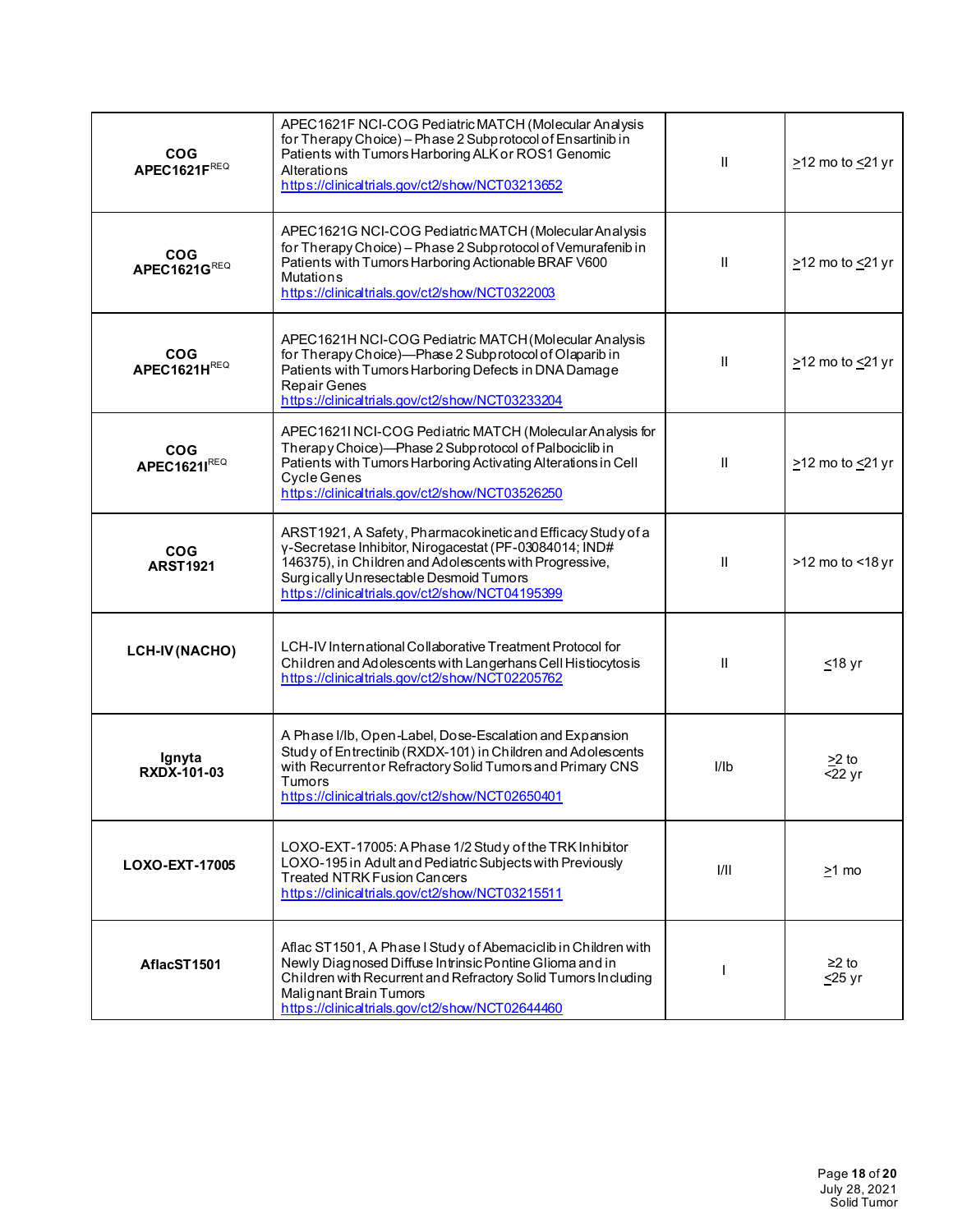| | | | |
|---|---|---|---|
| **COG APEC1621F**[REQ] | APEC1621F NCI-COG Pediatric MATCH (Molecular Analysis for Therapy Choice) – Phase 2 Subprotocol of Ensartinib in Patients with Tumors Harboring ALK or ROS1 Genomic Alterations https://clinicaltrials.gov/ct2/show/NCT03213652 | II | ≥12 mo to ≤21 yr |
| **COG APEC1621G**[REQ] | APEC1621G NCI-COG Pediatric MATCH (Molecular Analysis for Therapy Choice) – Phase 2 Subprotocol of Vemurafenib in Patients with Tumors Harboring Actionable BRAF V600 Mutations https://clinicaltrials.gov/ct2/show/NCT0322003 | II | ≥12 mo to ≤21 yr |
| **COG APEC1621H**[REQ] | APEC1621H NCI-COG Pediatric MATCH (Molecular Analysis for Therapy Choice)—Phase 2 Subprotocol of Olaparib in Patients with Tumors Harboring Defects in DNA Damage Repair Genes https://clinicaltrials.gov/ct2/show/NCT03233204 | II | ≥12 mo to ≤21 yr |
| **COG APEC1621I**[REQ] | APEC1621I NCI-COG Pediatric MATCH (Molecular Analysis for Therapy Choice)—Phase 2 Subprotocol of Palbociclib in Patients with Tumors Harboring Activating Alterations in Cell Cycle Genes https://clinicaltrials.gov/ct2/show/NCT03526250 | II | ≥12 mo to ≤21 yr |
| **COG ARST1921** | ARST1921, A Safety, Pharmacokinetic and Efficacy Study of a γ-Secretase Inhibitor, Nirogacestat (PF-03084014; IND# 146375), in Children and Adolescents with Progressive, Surgically Unresectable Desmoid Tumors https://clinicaltrials.gov/ct2/show/NCT04195399 | II | >12 mo to <18 yr |
| **LCH-IV (NACHO)** | LCH-IV International Collaborative Treatment Protocol for Children and Adolescents with Langerhans Cell Histiocytosis https://clinicaltrials.gov/ct2/show/NCT02205762 | II | ≤18 yr |
| **Ignyta RXDX-101-03** | A Phase I/Ib, Open-Label, Dose-Escalation and Expansion Study of Entrectinib (RXDX-101) in Children and Adolescents with Recurrent or Refractory Solid Tumors and Primary CNS Tumors https://clinicaltrials.gov/ct2/show/NCT02650401 | I/Ib | ≥2 to <22 yr |
| **LOXO-EXT-17005** | LOXO-EXT-17005: A Phase 1/2 Study of the TRK Inhibitor LOXO-195 in Adult and Pediatric Subjects with Previously Treated NTRK Fusion Cancers https://clinicaltrials.gov/ct2/show/NCT03215511 | I/II | ≥1 mo |
| **AflacST1501** | Aflac ST1501, A Phase I Study of Abemaciclib in Children with Newly Diagnosed Diffuse Intrinsic Pontine Glioma and in Children with Recurrent and Refractory Solid Tumors Including Malignant Brain Tumors https://clinicaltrials.gov/ct2/show/NCT02644460 | I | ≥2 to ≤25 yr |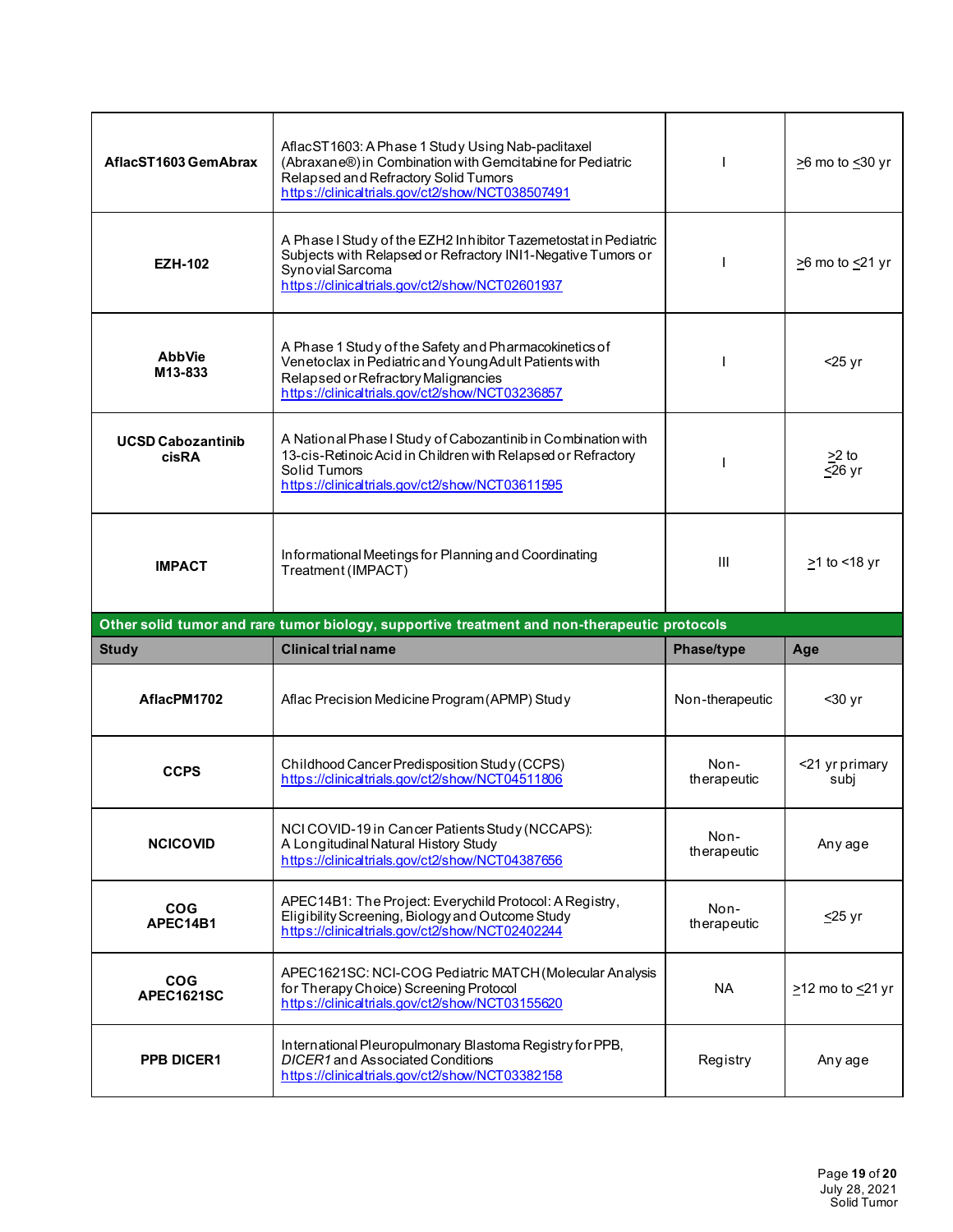| | | | |
|---|---|---|---|
| **AflacST1603 GemAbrax** | AflacST1603: A Phase 1 Study Using Nab-paclitaxel (Abraxane®) in Combination with Gemcitabine for Pediatric Relapsed and Refractory Solid Tumors https://clinicaltrials.gov/ct2/show/NCT038507491 | I | >6 mo to <30 yr |
| **EZH-102** | A Phase I Study of the EZH2 Inhibitor Tazemetostat in Pediatric Subjects with Relapsed or Refractory INI1-Negative Tumors or Synovial Sarcoma https://clinicaltrials.gov/ct2/show/NCT02601937 | I | >6 mo to <21 yr |
| **AbbVie M13-833** | A Phase 1 Study of the Safety and Pharmacokinetics of Venetoclax in Pediatric and Young Adult Patients with Relapsed or Refractory Malignancies https://clinicaltrials.gov/ct2/show/NCT03236857 | I | <25 yr |
| **UCSD Cabozantinib cisRA** | A National Phase I Study of Cabozantinib in Combination with 13-cis-Retinoic Acid in Children with Relapsed or Refractory Solid Tumors https://clinicaltrials.gov/ct2/show/NCT03611595 | I | >2 to <26 yr |
| **IMPACT** | Informational Meetings for Planning and Coordinating Treatment (IMPACT) | III | >1 to <18 yr |

**Other solid tumor and rare tumor biology, supportive treatment and non-therapeutic protocols**

| Study | Clinical trial name | Phase/type | Age |
|---|---|---|---|
| **AflacPM1702** | Aflac Precision Medicine Program (APMP) Study | Non-therapeutic | <30 yr |
| **CCPS** | Childhood Cancer Predisposition Study (CCPS) https://clinicaltrials.gov/ct2/show/NCT04511806 | Non-therapeutic | <21 yr primary subj |
| **NCICOVID** | NCI COVID-19 in Cancer Patients Study (NCCAPS): A Longitudinal Natural History Study https://clinicaltrials.gov/ct2/show/NCT04387656 | Non-therapeutic | Any age |
| **COG APEC14B1** | APEC14B1: The Project: Everychild Protocol: A Registry, Eligibility Screening, Biology and Outcome Study https://clinicaltrials.gov/ct2/show/NCT02402244 | Non-therapeutic | <25 yr |
| **COG APEC1621SC** | APEC1621SC: NCI-COG Pediatric MATCH (Molecular Analysis for Therapy Choice) Screening Protocol https://clinicaltrials.gov/ct2/show/NCT03155620 | NA | >12 mo to <21 yr |
| **PPB DICER1** | International Pleuropulmonary Blastoma Registry for PPB, *DICER1* and Associated Conditions https://clinicaltrials.gov/ct2/show/NCT03382158 | Registry | Any age |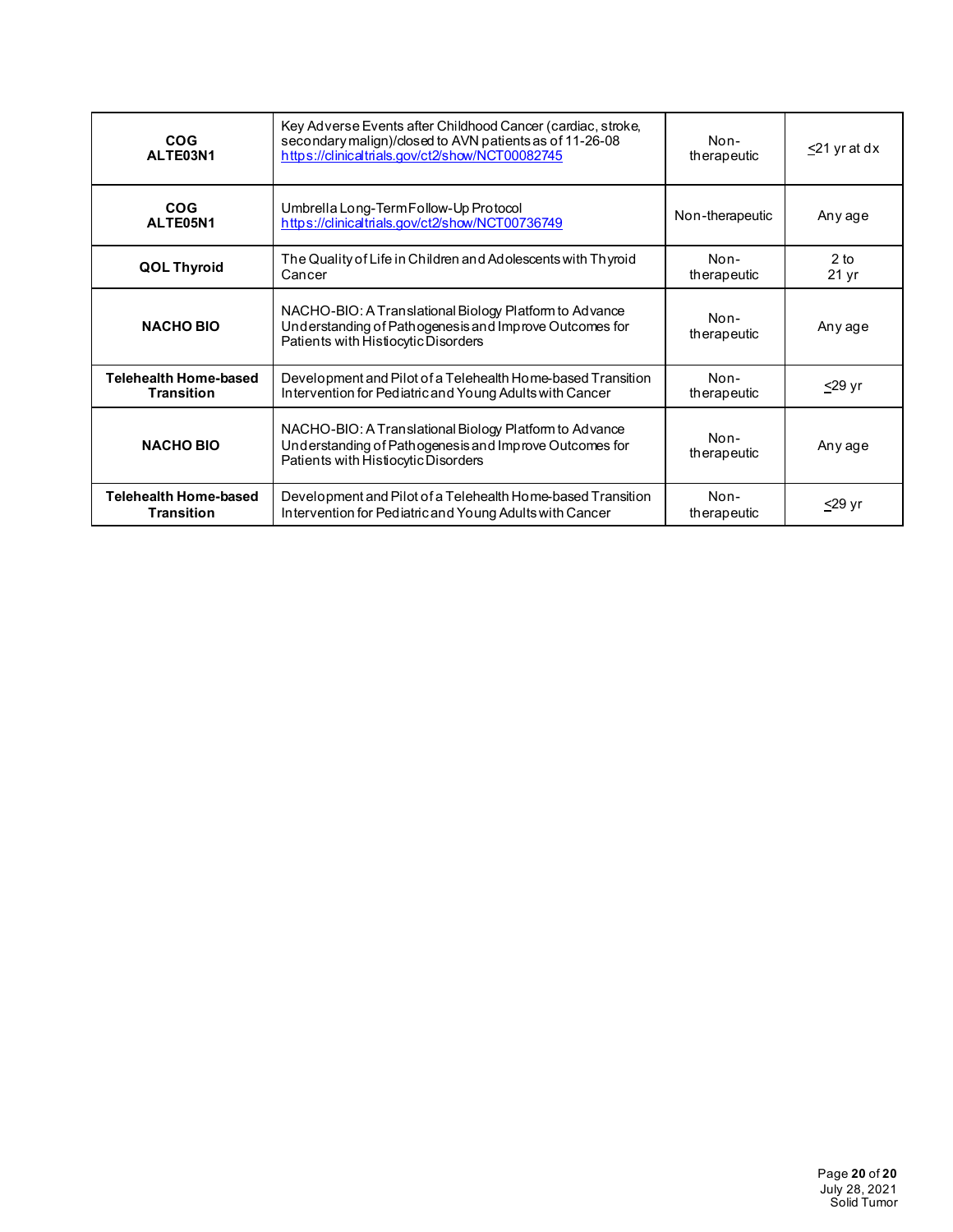| | | | |
|---|---|---|---|
| **COG ALTE03N1** | Key Adverse Events after Childhood Cancer (cardiac, stroke, secondary malign)/closed to AVN patients as of 11-26-08 https://clinicaltrials.gov/ct2/show/NCT00082745 | Non-therapeutic | ≤21 yr at dx |
| **COG ALTE05N1** | Umbrella Long-Term Follow-Up Protocol https://clinicaltrials.gov/ct2/show/NCT00736749 | Non-therapeutic | Any age |
| **QOL Thyroid** | The Quality of Life in Children and Adolescents with Thyroid Cancer | Non-therapeutic | 2 to 21 yr |
| **NACHO BIO** | NACHO-BIO: A Translational Biology Platform to Advance Understanding of Pathogenesis and Improve Outcomes for Patients with Histiocytic Disorders | Non-therapeutic | Any age |
| **Telehealth Home-based Transition** | Development and Pilot of a Telehealth Home-based Transition Intervention for Pediatric and Young Adults with Cancer | Non-therapeutic | ≤29 yr |
| **NACHO BIO** | NACHO-BIO: A Translational Biology Platform to Advance Understanding of Pathogenesis and Improve Outcomes for Patients with Histiocytic Disorders | Non-therapeutic | Any age |
| **Telehealth Home-based Transition** | Development and Pilot of a Telehealth Home-based Transition Intervention for Pediatric and Young Adults with Cancer | Non-therapeutic | ≤29 yr |